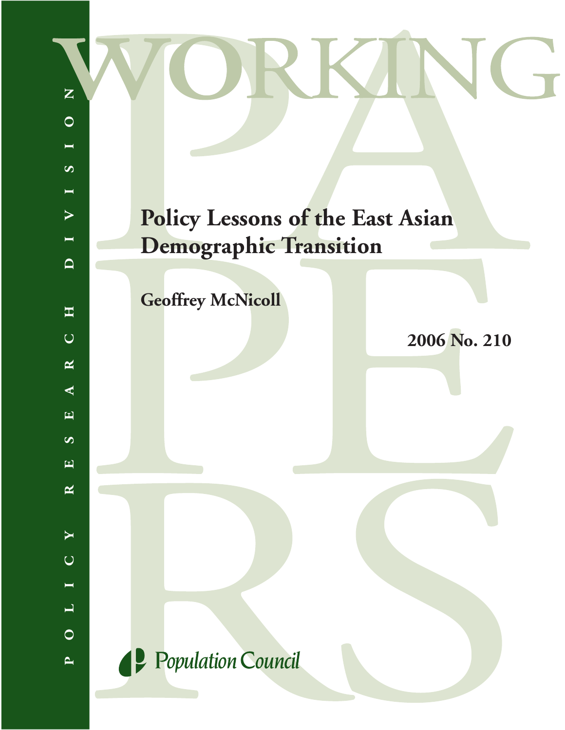POLICY RESEARCH DIVISION

WORKING PAPERS

# Policy Lessons of the East Asian Demographic Transition

**Geoffrey McNicoll**

**2006 No. 210**

Population Council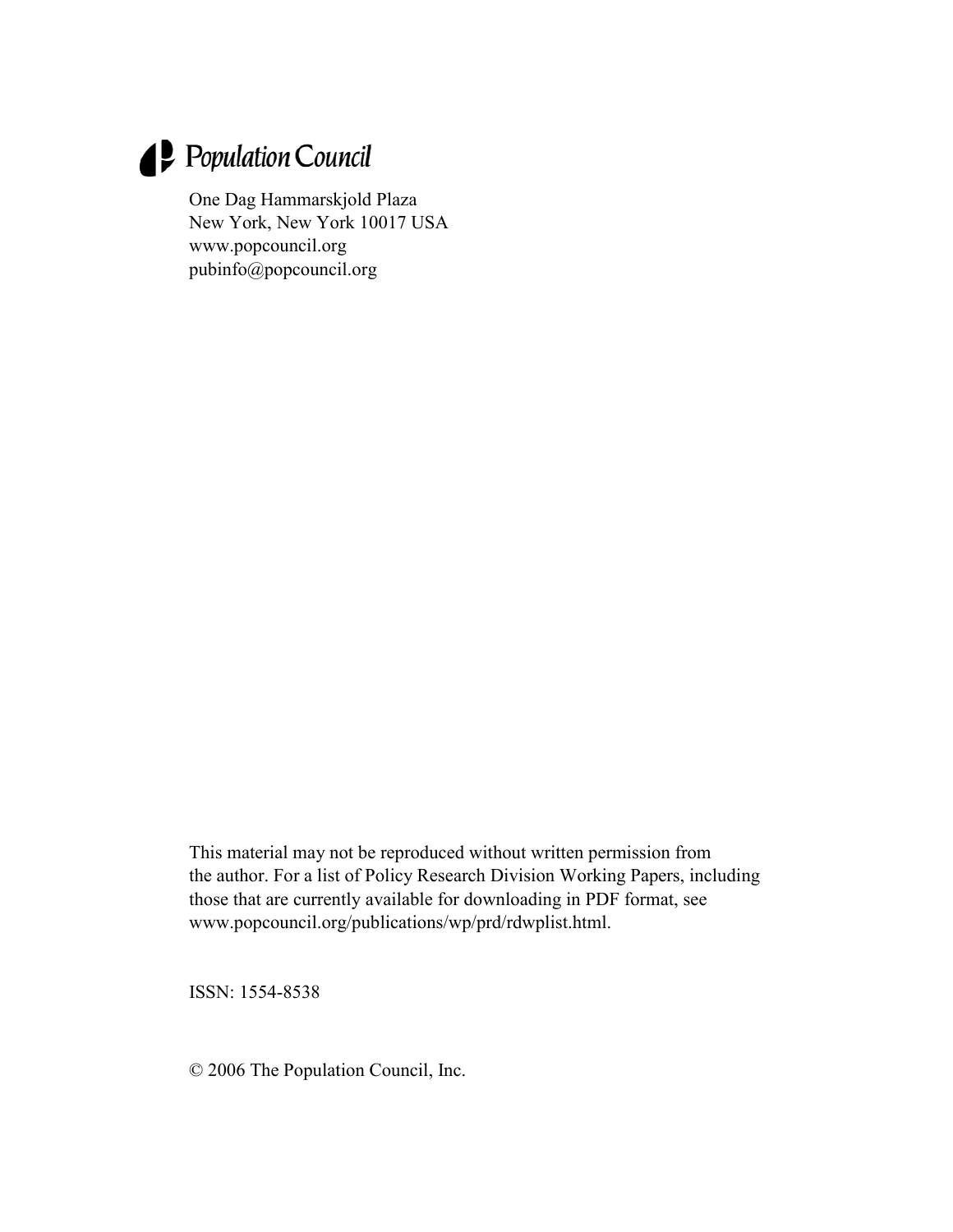Population Council

One Dag Hammarskjold Plaza
New York, New York 10017 USA
www.popcouncil.org
pubinfo@popcouncil.org

This material may not be reproduced without written permission from the author. For a list of Policy Research Division Working Papers, including those that are currently available for downloading in PDF format, see www.popcouncil.org/publications/wp/prd/rdwplist.html.

ISSN: 1554-8538

© 2006 The Population Council, Inc.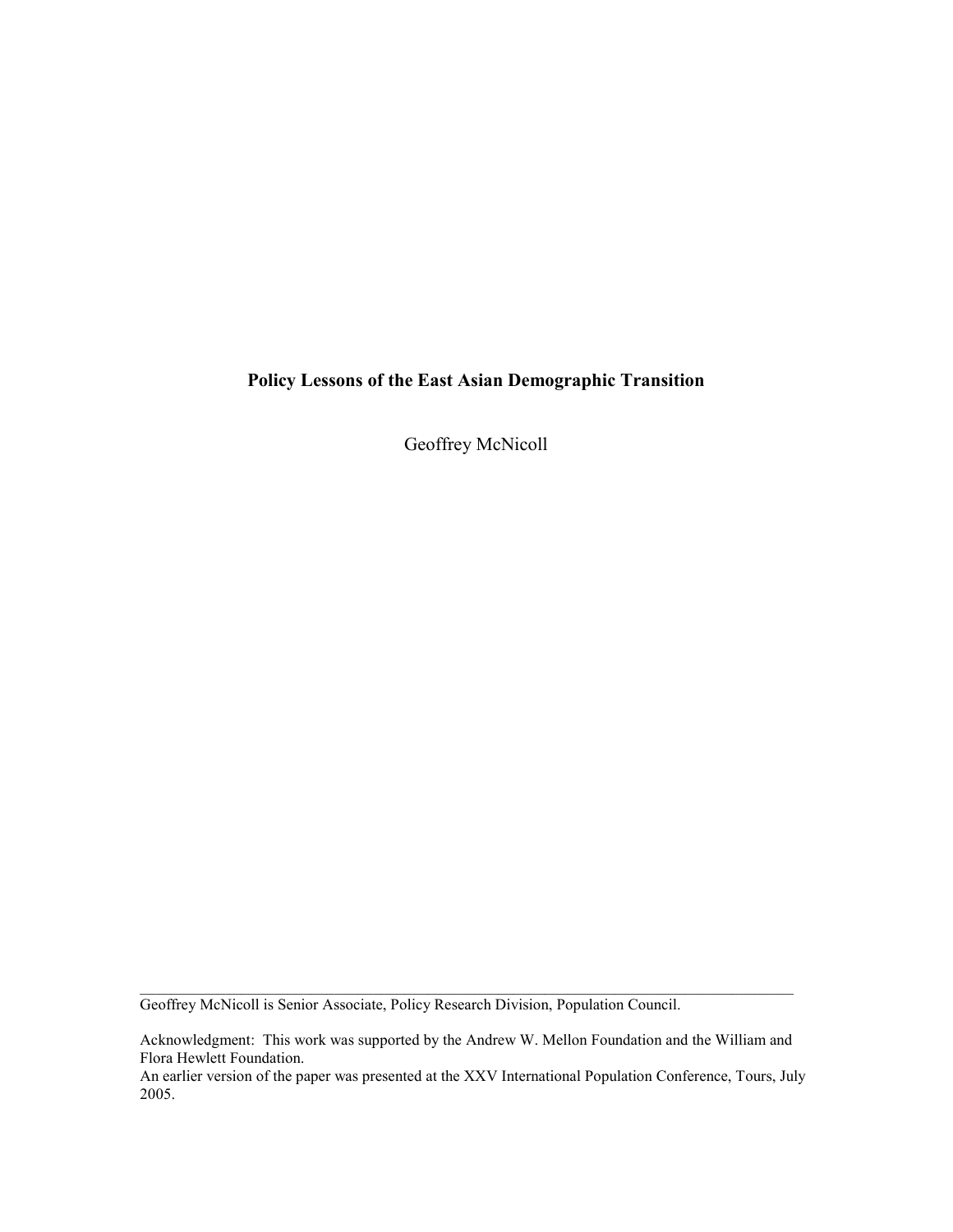# Policy Lessons of the East Asian Demographic Transition

Geoffrey McNicoll

---

Geoffrey McNicoll is Senior Associate, Policy Research Division, Population Council.

Acknowledgment: This work was supported by the Andrew W. Mellon Foundation and the William and Flora Hewlett Foundation.
An earlier version of the paper was presented at the XXV International Population Conference, Tours, July 2005.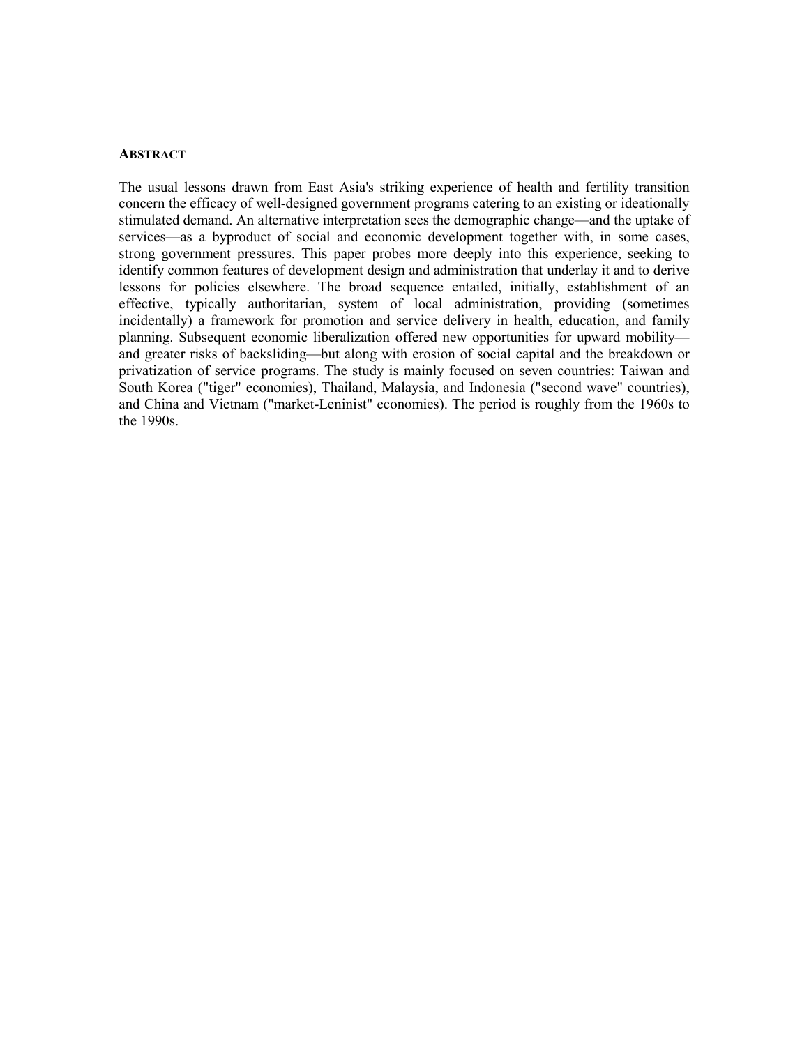## ABSTRACT

The usual lessons drawn from East Asia's striking experience of health and fertility transition concern the efficacy of well-designed government programs catering to an existing or ideationally stimulated demand. An alternative interpretation sees the demographic change—and the uptake of services—as a byproduct of social and economic development together with, in some cases, strong government pressures. This paper probes more deeply into this experience, seeking to identify common features of development design and administration that underlay it and to derive lessons for policies elsewhere. The broad sequence entailed, initially, establishment of an effective, typically authoritarian, system of local administration, providing (sometimes incidentally) a framework for promotion and service delivery in health, education, and family planning. Subsequent economic liberalization offered new opportunities for upward mobility—and greater risks of backsliding—but along with erosion of social capital and the breakdown or privatization of service programs. The study is mainly focused on seven countries: Taiwan and South Korea ("tiger" economies), Thailand, Malaysia, and Indonesia ("second wave" countries), and China and Vietnam ("market-Leninist" economies). The period is roughly from the 1960s to the 1990s.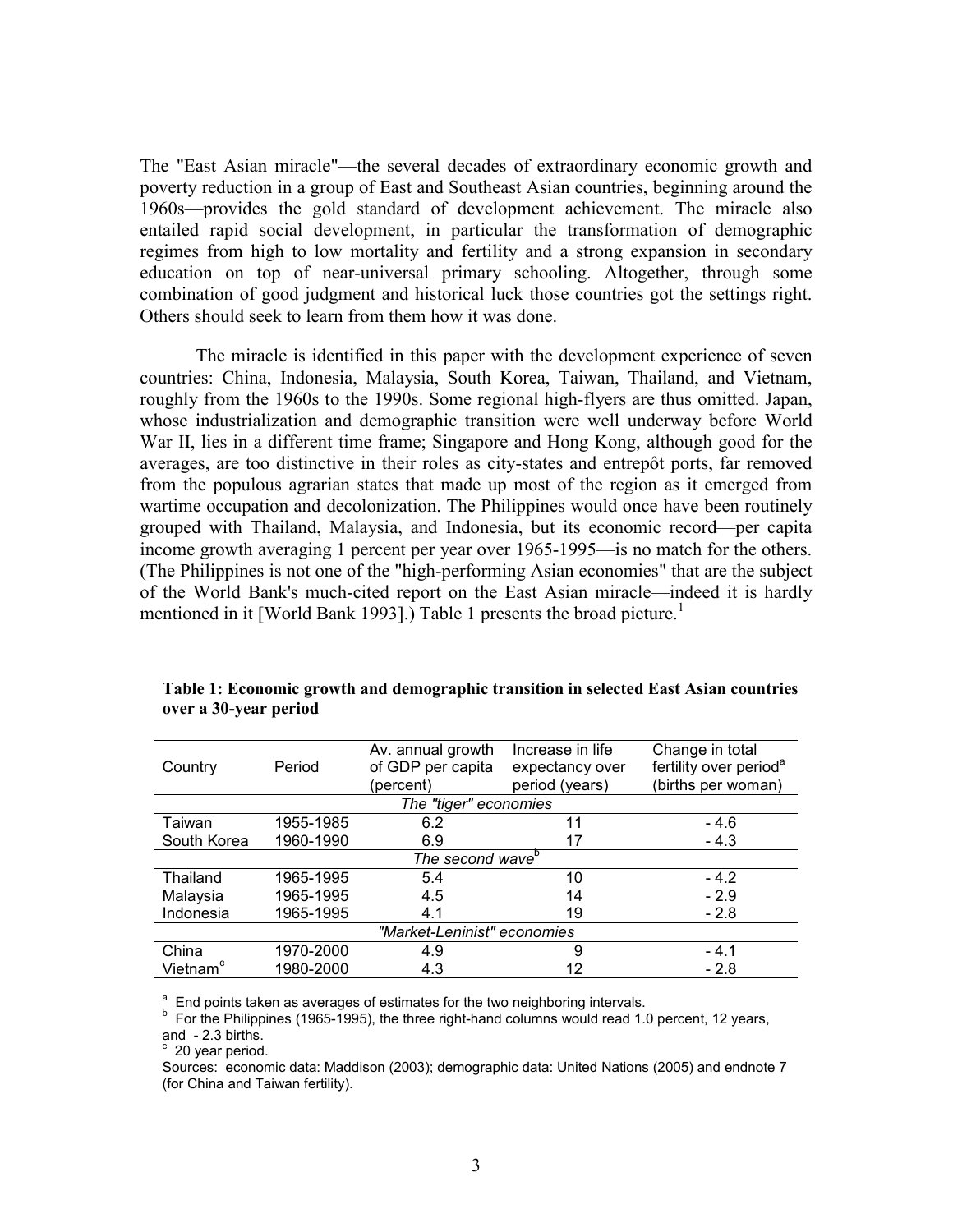The "East Asian miracle"—the several decades of extraordinary economic growth and poverty reduction in a group of East and Southeast Asian countries, beginning around the 1960s—provides the gold standard of development achievement. The miracle also entailed rapid social development, in particular the transformation of demographic regimes from high to low mortality and fertility and a strong expansion in secondary education on top of near-universal primary schooling. Altogether, through some combination of good judgment and historical luck those countries got the settings right. Others should seek to learn from them how it was done.

The miracle is identified in this paper with the development experience of seven countries: China, Indonesia, Malaysia, South Korea, Taiwan, Thailand, and Vietnam, roughly from the 1960s to the 1990s. Some regional high-flyers are thus omitted. Japan, whose industrialization and demographic transition were well underway before World War II, lies in a different time frame; Singapore and Hong Kong, although good for the averages, are too distinctive in their roles as city-states and entrepôt ports, far removed from the populous agrarian states that made up most of the region as it emerged from wartime occupation and decolonization. The Philippines would once have been routinely grouped with Thailand, Malaysia, and Indonesia, but its economic record—per capita income growth averaging 1 percent per year over 1965-1995—is no match for the others. (The Philippines is not one of the "high-performing Asian economies" that are the subject of the World Bank's much-cited report on the East Asian miracle—indeed it is hardly mentioned in it [World Bank 1993].) Table 1 presents the broad picture.[1]

**Table 1: Economic growth and demographic transition in selected East Asian countries over a 30-year period**

| Country | Period | Av. annual growth of GDP per capita (percent) | Increase in life expectancy over period (years) | Change in total fertility over period[a] (births per woman) |
|---|---|---|---|---|
| *The "tiger" economies* | | | | |
| Taiwan | 1955-1985 | 6.2 | 11 | - 4.6 |
| South Korea | 1960-1990 | 6.9 | 17 | - 4.3 |
| *The second wave*[b] | | | | |
| Thailand | 1965-1995 | 5.4 | 10 | - 4.2 |
| Malaysia | 1965-1995 | 4.5 | 14 | - 2.9 |
| Indonesia | 1965-1995 | 4.1 | 19 | - 2.8 |
| *"Market-Leninist" economies* | | | | |
| China | 1970-2000 | 4.9 | 9 | - 4.1 |
| Vietnam[c] | 1980-2000 | 4.3 | 12 | - 2.8 |

[a] End points taken as averages of estimates for the two neighboring intervals.
[b] For the Philippines (1965-1995), the three right-hand columns would read 1.0 percent, 12 years, and - 2.3 births.
[c] 20 year period.
Sources: economic data: Maddison (2003); demographic data: United Nations (2005) and endnote 7 (for China and Taiwan fertility).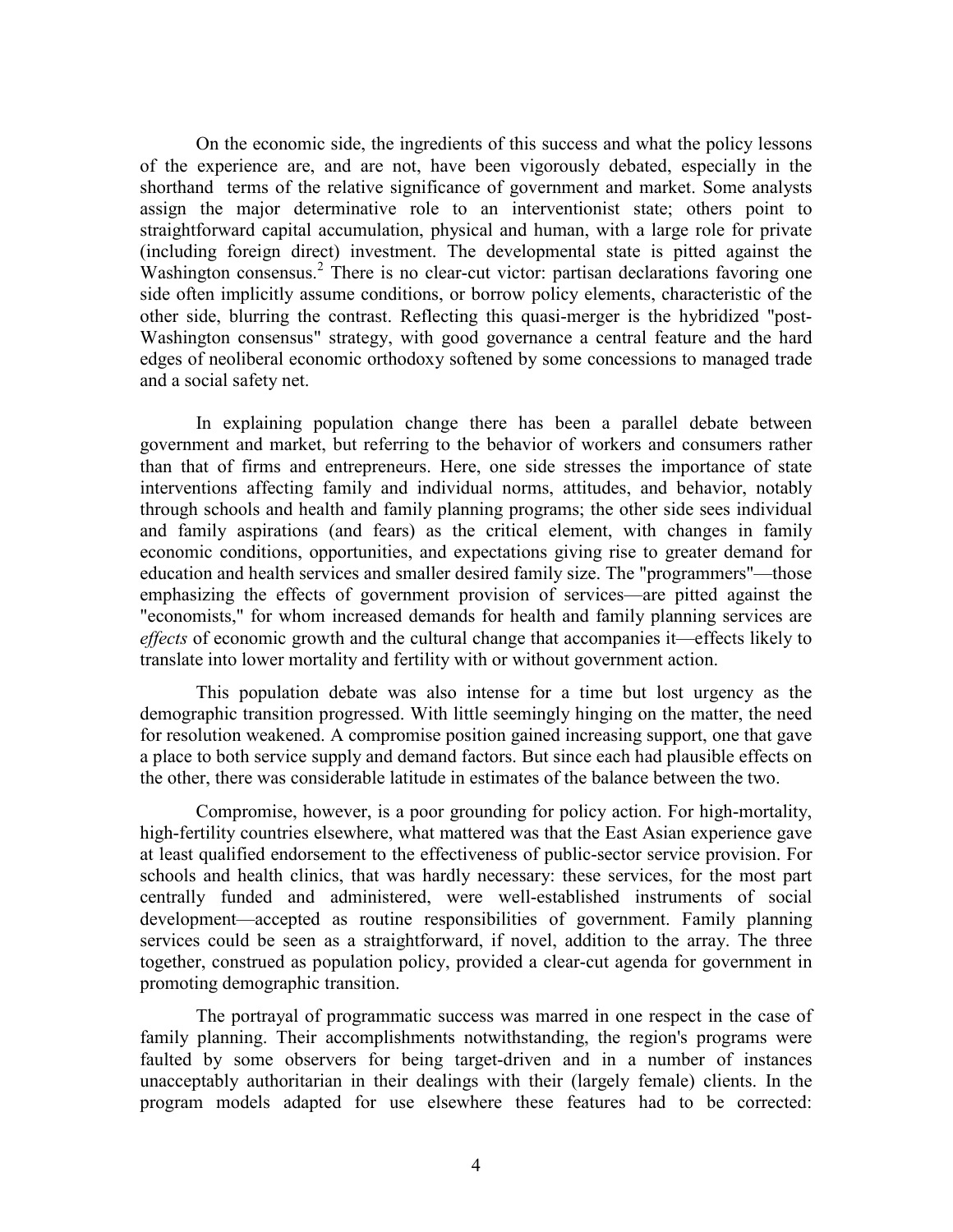On the economic side, the ingredients of this success and what the policy lessons of the experience are, and are not, have been vigorously debated, especially in the shorthand terms of the relative significance of government and market. Some analysts assign the major determinative role to an interventionist state; others point to straightforward capital accumulation, physical and human, with a large role for private (including foreign direct) investment. The developmental state is pitted against the Washington consensus.[2] There is no clear-cut victor: partisan declarations favoring one side often implicitly assume conditions, or borrow policy elements, characteristic of the other side, blurring the contrast. Reflecting this quasi-merger is the hybridized "post-Washington consensus" strategy, with good governance a central feature and the hard edges of neoliberal economic orthodoxy softened by some concessions to managed trade and a social safety net.

In explaining population change there has been a parallel debate between government and market, but referring to the behavior of workers and consumers rather than that of firms and entrepreneurs. Here, one side stresses the importance of state interventions affecting family and individual norms, attitudes, and behavior, notably through schools and health and family planning programs; the other side sees individual and family aspirations (and fears) as the critical element, with changes in family economic conditions, opportunities, and expectations giving rise to greater demand for education and health services and smaller desired family size. The "programmers"—those emphasizing the effects of government provision of services—are pitted against the "economists," for whom increased demands for health and family planning services are *effects* of economic growth and the cultural change that accompanies it—effects likely to translate into lower mortality and fertility with or without government action.

This population debate was also intense for a time but lost urgency as the demographic transition progressed. With little seemingly hinging on the matter, the need for resolution weakened. A compromise position gained increasing support, one that gave a place to both service supply and demand factors. But since each had plausible effects on the other, there was considerable latitude in estimates of the balance between the two.

Compromise, however, is a poor grounding for policy action. For high-mortality, high-fertility countries elsewhere, what mattered was that the East Asian experience gave at least qualified endorsement to the effectiveness of public-sector service provision. For schools and health clinics, that was hardly necessary: these services, for the most part centrally funded and administered, were well-established instruments of social development—accepted as routine responsibilities of government. Family planning services could be seen as a straightforward, if novel, addition to the array. The three together, construed as population policy, provided a clear-cut agenda for government in promoting demographic transition.

The portrayal of programmatic success was marred in one respect in the case of family planning. Their accomplishments notwithstanding, the region's programs were faulted by some observers for being target-driven and in a number of instances unacceptably authoritarian in their dealings with their (largely female) clients. In the program models adapted for use elsewhere these features had to be corrected: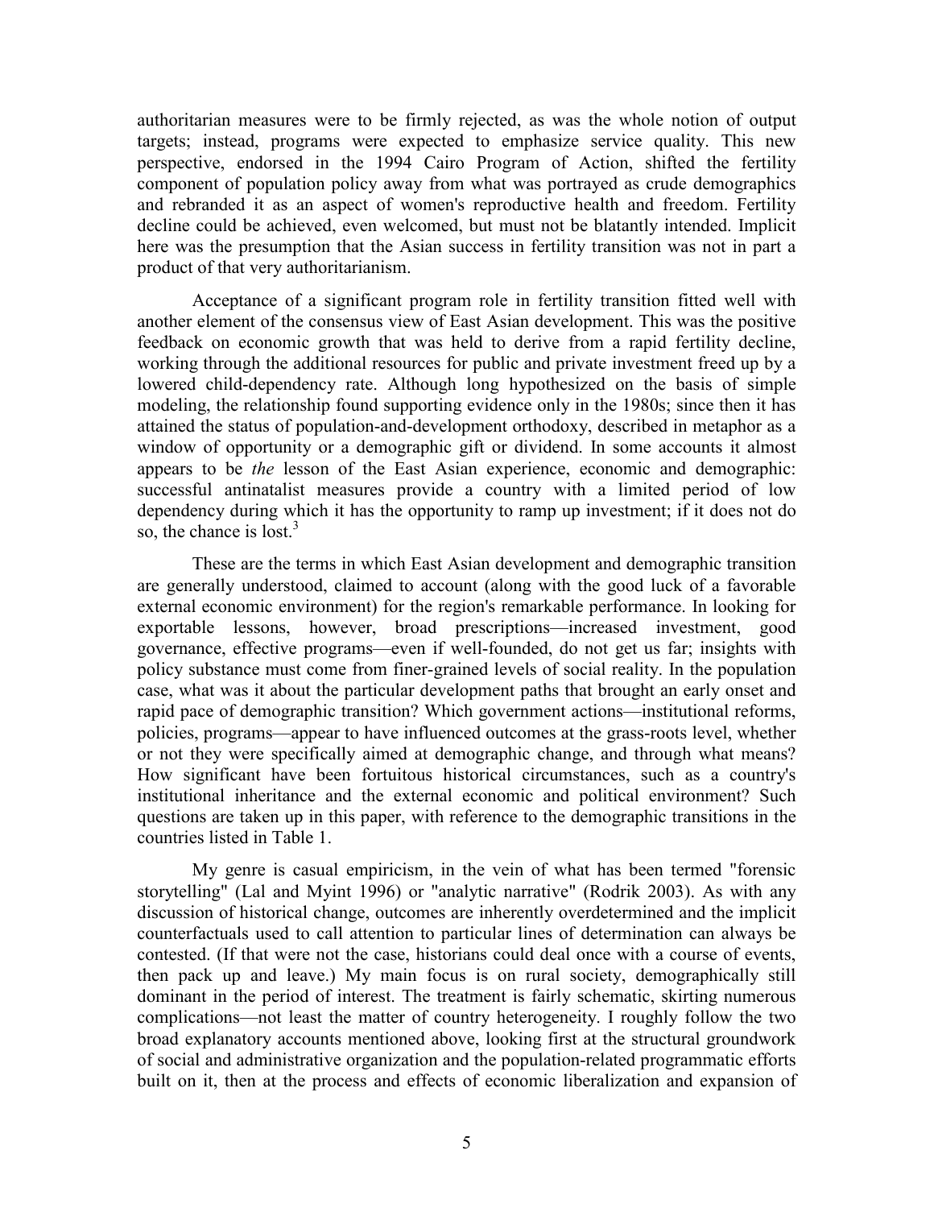authoritarian measures were to be firmly rejected, as was the whole notion of output targets; instead, programs were expected to emphasize service quality. This new perspective, endorsed in the 1994 Cairo Program of Action, shifted the fertility component of population policy away from what was portrayed as crude demographics and rebranded it as an aspect of women's reproductive health and freedom. Fertility decline could be achieved, even welcomed, but must not be blatantly intended. Implicit here was the presumption that the Asian success in fertility transition was not in part a product of that very authoritarianism.

Acceptance of a significant program role in fertility transition fitted well with another element of the consensus view of East Asian development. This was the positive feedback on economic growth that was held to derive from a rapid fertility decline, working through the additional resources for public and private investment freed up by a lowered child-dependency rate. Although long hypothesized on the basis of simple modeling, the relationship found supporting evidence only in the 1980s; since then it has attained the status of population-and-development orthodoxy, described in metaphor as a window of opportunity or a demographic gift or dividend. In some accounts it almost appears to be *the* lesson of the East Asian experience, economic and demographic: successful antinatalist measures provide a country with a limited period of low dependency during which it has the opportunity to ramp up investment; if it does not do so, the chance is lost.[3]

These are the terms in which East Asian development and demographic transition are generally understood, claimed to account (along with the good luck of a favorable external economic environment) for the region's remarkable performance. In looking for exportable lessons, however, broad prescriptions—increased investment, good governance, effective programs—even if well-founded, do not get us far; insights with policy substance must come from finer-grained levels of social reality. In the population case, what was it about the particular development paths that brought an early onset and rapid pace of demographic transition? Which government actions—institutional reforms, policies, programs—appear to have influenced outcomes at the grass-roots level, whether or not they were specifically aimed at demographic change, and through what means? How significant have been fortuitous historical circumstances, such as a country's institutional inheritance and the external economic and political environment? Such questions are taken up in this paper, with reference to the demographic transitions in the countries listed in Table 1.

My genre is casual empiricism, in the vein of what has been termed "forensic storytelling" (Lal and Myint 1996) or "analytic narrative" (Rodrik 2003). As with any discussion of historical change, outcomes are inherently overdetermined and the implicit counterfactuals used to call attention to particular lines of determination can always be contested. (If that were not the case, historians could deal once with a course of events, then pack up and leave.) My main focus is on rural society, demographically still dominant in the period of interest. The treatment is fairly schematic, skirting numerous complications—not least the matter of country heterogeneity. I roughly follow the two broad explanatory accounts mentioned above, looking first at the structural groundwork of social and administrative organization and the population-related programmatic efforts built on it, then at the process and effects of economic liberalization and expansion of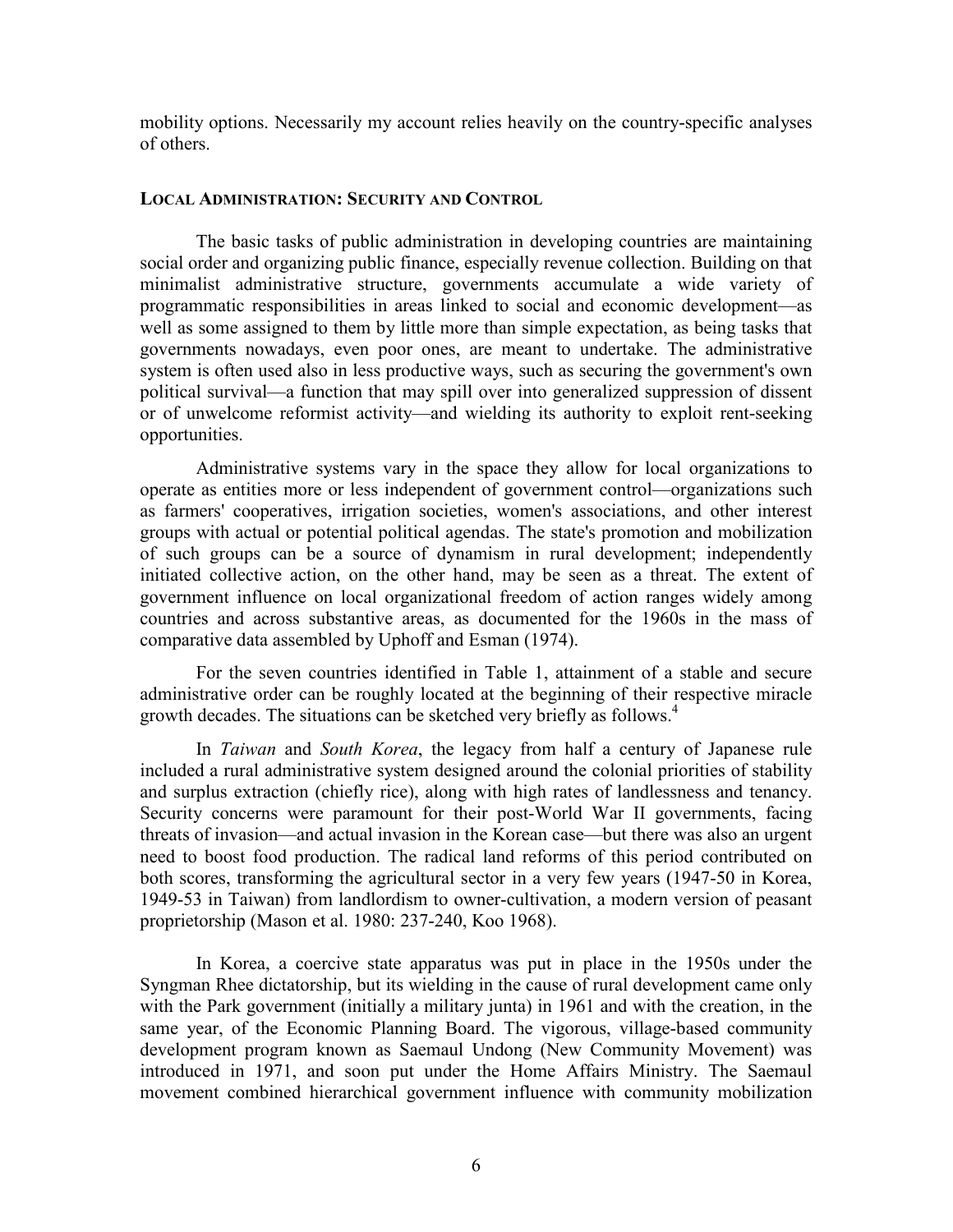mobility options. Necessarily my account relies heavily on the country-specific analyses of others.

## Local Administration: Security and Control

The basic tasks of public administration in developing countries are maintaining social order and organizing public finance, especially revenue collection. Building on that minimalist administrative structure, governments accumulate a wide variety of programmatic responsibilities in areas linked to social and economic development—as well as some assigned to them by little more than simple expectation, as being tasks that governments nowadays, even poor ones, are meant to undertake. The administrative system is often used also in less productive ways, such as securing the government's own political survival—a function that may spill over into generalized suppression of dissent or of unwelcome reformist activity—and wielding its authority to exploit rent-seeking opportunities.

Administrative systems vary in the space they allow for local organizations to operate as entities more or less independent of government control—organizations such as farmers' cooperatives, irrigation societies, women's associations, and other interest groups with actual or potential political agendas. The state's promotion and mobilization of such groups can be a source of dynamism in rural development; independently initiated collective action, on the other hand, may be seen as a threat. The extent of government influence on local organizational freedom of action ranges widely among countries and across substantive areas, as documented for the 1960s in the mass of comparative data assembled by Uphoff and Esman (1974).

For the seven countries identified in Table 1, attainment of a stable and secure administrative order can be roughly located at the beginning of their respective miracle growth decades. The situations can be sketched very briefly as follows.[4]

In *Taiwan* and *South Korea*, the legacy from half a century of Japanese rule included a rural administrative system designed around the colonial priorities of stability and surplus extraction (chiefly rice), along with high rates of landlessness and tenancy. Security concerns were paramount for their post-World War II governments, facing threats of invasion—and actual invasion in the Korean case—but there was also an urgent need to boost food production. The radical land reforms of this period contributed on both scores, transforming the agricultural sector in a very few years (1947-50 in Korea, 1949-53 in Taiwan) from landlordism to owner-cultivation, a modern version of peasant proprietorship (Mason et al. 1980: 237-240, Koo 1968).

In Korea, a coercive state apparatus was put in place in the 1950s under the Syngman Rhee dictatorship, but its wielding in the cause of rural development came only with the Park government (initially a military junta) in 1961 and with the creation, in the same year, of the Economic Planning Board. The vigorous, village-based community development program known as Saemaul Undong (New Community Movement) was introduced in 1971, and soon put under the Home Affairs Ministry. The Saemaul movement combined hierarchical government influence with community mobilization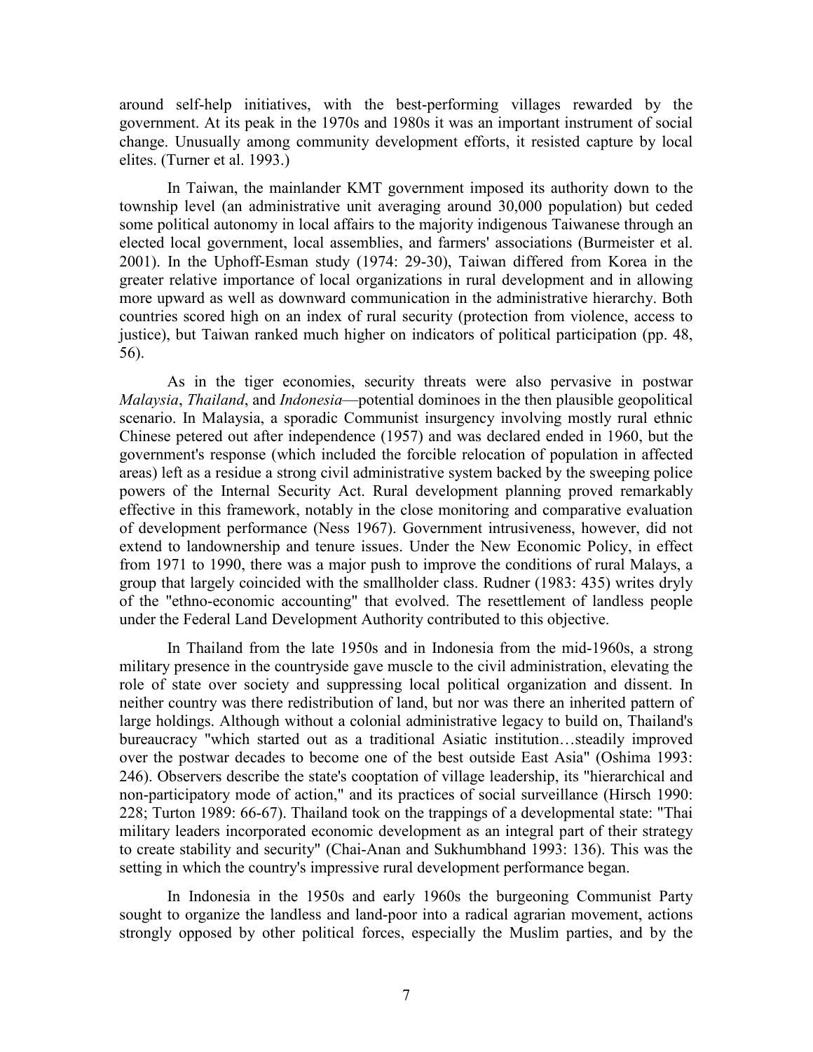around self-help initiatives, with the best-performing villages rewarded by the government. At its peak in the 1970s and 1980s it was an important instrument of social change. Unusually among community development efforts, it resisted capture by local elites. (Turner et al. 1993.)

In Taiwan, the mainlander KMT government imposed its authority down to the township level (an administrative unit averaging around 30,000 population) but ceded some political autonomy in local affairs to the majority indigenous Taiwanese through an elected local government, local assemblies, and farmers' associations (Burmeister et al. 2001). In the Uphoff-Esman study (1974: 29-30), Taiwan differed from Korea in the greater relative importance of local organizations in rural development and in allowing more upward as well as downward communication in the administrative hierarchy. Both countries scored high on an index of rural security (protection from violence, access to justice), but Taiwan ranked much higher on indicators of political participation (pp. 48, 56).

As in the tiger economies, security threats were also pervasive in postwar *Malaysia*, *Thailand*, and *Indonesia*—potential dominoes in the then plausible geopolitical scenario. In Malaysia, a sporadic Communist insurgency involving mostly rural ethnic Chinese petered out after independence (1957) and was declared ended in 1960, but the government's response (which included the forcible relocation of population in affected areas) left as a residue a strong civil administrative system backed by the sweeping police powers of the Internal Security Act. Rural development planning proved remarkably effective in this framework, notably in the close monitoring and comparative evaluation of development performance (Ness 1967). Government intrusiveness, however, did not extend to landownership and tenure issues. Under the New Economic Policy, in effect from 1971 to 1990, there was a major push to improve the conditions of rural Malays, a group that largely coincided with the smallholder class. Rudner (1983: 435) writes dryly of the "ethno-economic accounting" that evolved. The resettlement of landless people under the Federal Land Development Authority contributed to this objective.

In Thailand from the late 1950s and in Indonesia from the mid-1960s, a strong military presence in the countryside gave muscle to the civil administration, elevating the role of state over society and suppressing local political organization and dissent. In neither country was there redistribution of land, but nor was there an inherited pattern of large holdings. Although without a colonial administrative legacy to build on, Thailand's bureaucracy "which started out as a traditional Asiatic institution…steadily improved over the postwar decades to become one of the best outside East Asia" (Oshima 1993: 246). Observers describe the state's cooptation of village leadership, its "hierarchical and non-participatory mode of action," and its practices of social surveillance (Hirsch 1990: 228; Turton 1989: 66-67). Thailand took on the trappings of a developmental state: "Thai military leaders incorporated economic development as an integral part of their strategy to create stability and security" (Chai-Anan and Sukhumbhand 1993: 136). This was the setting in which the country's impressive rural development performance began.

In Indonesia in the 1950s and early 1960s the burgeoning Communist Party sought to organize the landless and land-poor into a radical agrarian movement, actions strongly opposed by other political forces, especially the Muslim parties, and by the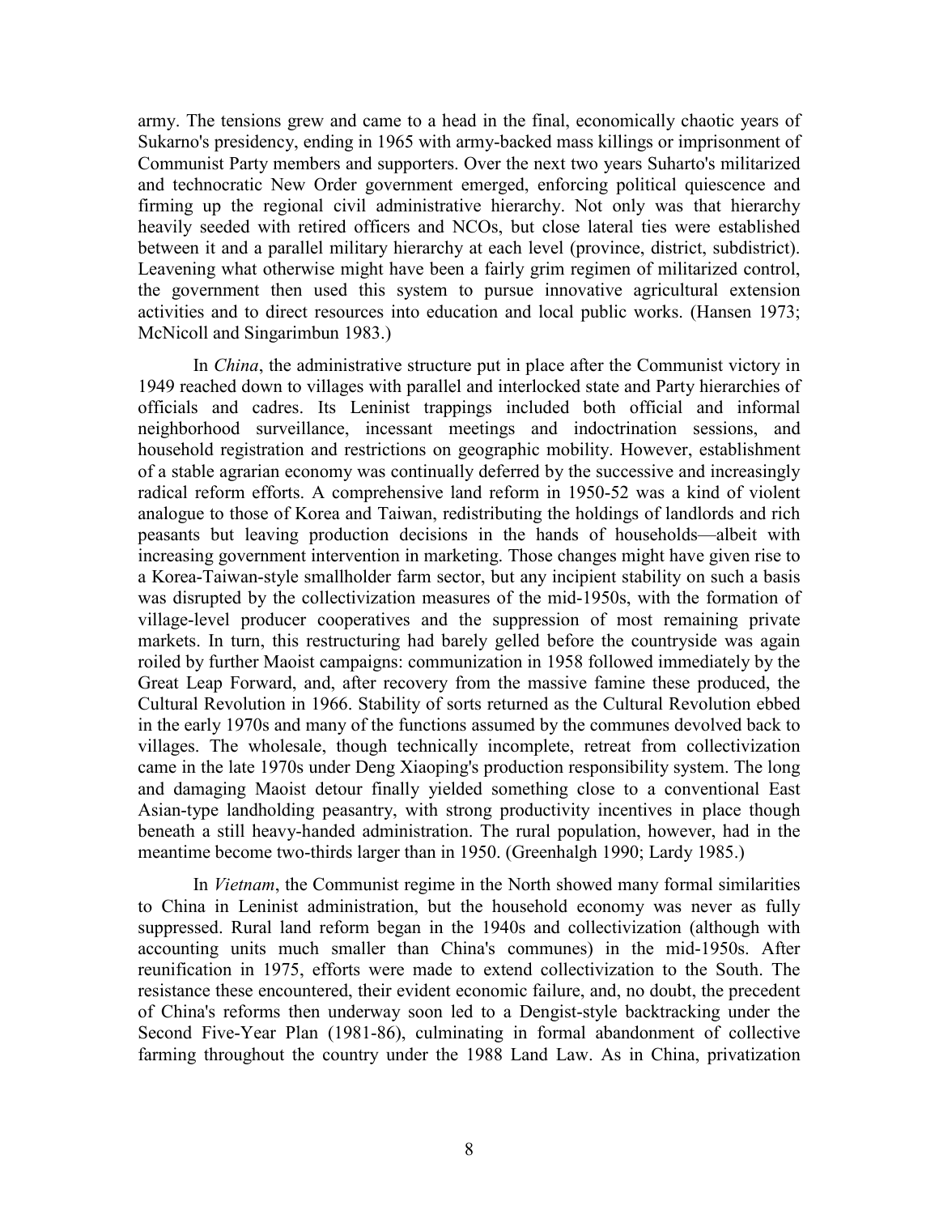army. The tensions grew and came to a head in the final, economically chaotic years of Sukarno's presidency, ending in 1965 with army-backed mass killings or imprisonment of Communist Party members and supporters. Over the next two years Suharto's militarized and technocratic New Order government emerged, enforcing political quiescence and firming up the regional civil administrative hierarchy. Not only was that hierarchy heavily seeded with retired officers and NCOs, but close lateral ties were established between it and a parallel military hierarchy at each level (province, district, subdistrict). Leavening what otherwise might have been a fairly grim regimen of militarized control, the government then used this system to pursue innovative agricultural extension activities and to direct resources into education and local public works. (Hansen 1973; McNicoll and Singarimbun 1983.)

In *China*, the administrative structure put in place after the Communist victory in 1949 reached down to villages with parallel and interlocked state and Party hierarchies of officials and cadres. Its Leninist trappings included both official and informal neighborhood surveillance, incessant meetings and indoctrination sessions, and household registration and restrictions on geographic mobility. However, establishment of a stable agrarian economy was continually deferred by the successive and increasingly radical reform efforts. A comprehensive land reform in 1950-52 was a kind of violent analogue to those of Korea and Taiwan, redistributing the holdings of landlords and rich peasants but leaving production decisions in the hands of households—albeit with increasing government intervention in marketing. Those changes might have given rise to a Korea-Taiwan-style smallholder farm sector, but any incipient stability on such a basis was disrupted by the collectivization measures of the mid-1950s, with the formation of village-level producer cooperatives and the suppression of most remaining private markets. In turn, this restructuring had barely gelled before the countryside was again roiled by further Maoist campaigns: communization in 1958 followed immediately by the Great Leap Forward, and, after recovery from the massive famine these produced, the Cultural Revolution in 1966. Stability of sorts returned as the Cultural Revolution ebbed in the early 1970s and many of the functions assumed by the communes devolved back to villages. The wholesale, though technically incomplete, retreat from collectivization came in the late 1970s under Deng Xiaoping's production responsibility system. The long and damaging Maoist detour finally yielded something close to a conventional East Asian-type landholding peasantry, with strong productivity incentives in place though beneath a still heavy-handed administration. The rural population, however, had in the meantime become two-thirds larger than in 1950. (Greenhalgh 1990; Lardy 1985.)

In *Vietnam*, the Communist regime in the North showed many formal similarities to China in Leninist administration, but the household economy was never as fully suppressed. Rural land reform began in the 1940s and collectivization (although with accounting units much smaller than China's communes) in the mid-1950s. After reunification in 1975, efforts were made to extend collectivization to the South. The resistance these encountered, their evident economic failure, and, no doubt, the precedent of China's reforms then underway soon led to a Dengist-style backtracking under the Second Five-Year Plan (1981-86), culminating in formal abandonment of collective farming throughout the country under the 1988 Land Law. As in China, privatization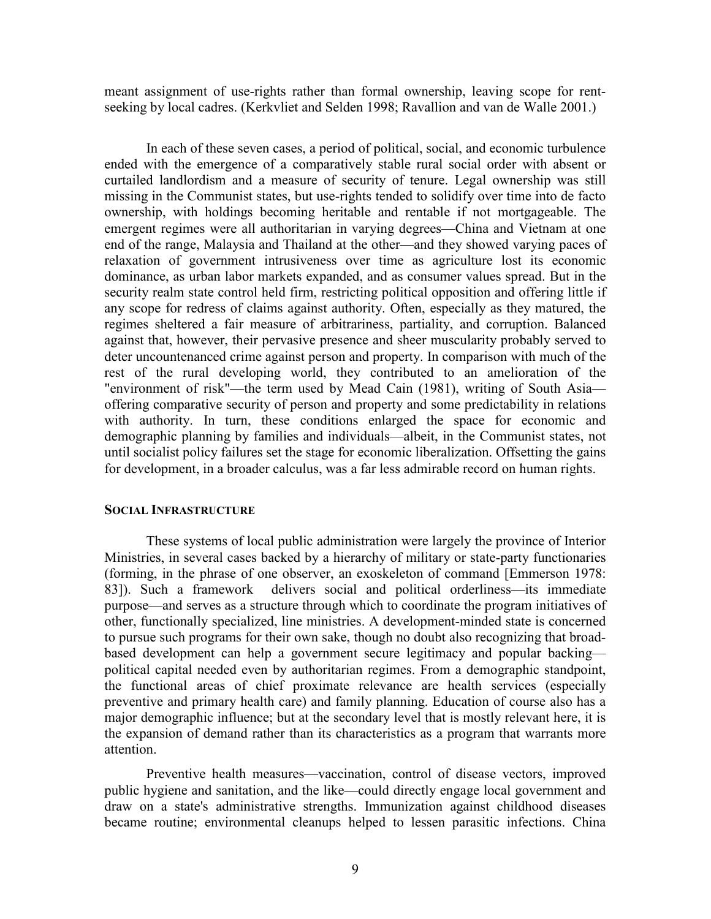meant assignment of use-rights rather than formal ownership, leaving scope for rent-seeking by local cadres. (Kerkvliet and Selden 1998; Ravallion and van de Walle 2001.)

In each of these seven cases, a period of political, social, and economic turbulence ended with the emergence of a comparatively stable rural social order with absent or curtailed landlordism and a measure of security of tenure. Legal ownership was still missing in the Communist states, but use-rights tended to solidify over time into de facto ownership, with holdings becoming heritable and rentable if not mortgageable. The emergent regimes were all authoritarian in varying degrees—China and Vietnam at one end of the range, Malaysia and Thailand at the other—and they showed varying paces of relaxation of government intrusiveness over time as agriculture lost its economic dominance, as urban labor markets expanded, and as consumer values spread. But in the security realm state control held firm, restricting political opposition and offering little if any scope for redress of claims against authority. Often, especially as they matured, the regimes sheltered a fair measure of arbitrariness, partiality, and corruption. Balanced against that, however, their pervasive presence and sheer muscularity probably served to deter uncountenanced crime against person and property. In comparison with much of the rest of the rural developing world, they contributed to an amelioration of the "environment of risk"—the term used by Mead Cain (1981), writing of South Asia—offering comparative security of person and property and some predictability in relations with authority. In turn, these conditions enlarged the space for economic and demographic planning by families and individuals—albeit, in the Communist states, not until socialist policy failures set the stage for economic liberalization. Offsetting the gains for development, in a broader calculus, was a far less admirable record on human rights.

## SOCIAL INFRASTRUCTURE

These systems of local public administration were largely the province of Interior Ministries, in several cases backed by a hierarchy of military or state-party functionaries (forming, in the phrase of one observer, an exoskeleton of command [Emmerson 1978: 83]). Such a framework delivers social and political orderliness—its immediate purpose—and serves as a structure through which to coordinate the program initiatives of other, functionally specialized, line ministries. A development-minded state is concerned to pursue such programs for their own sake, though no doubt also recognizing that broad-based development can help a government secure legitimacy and popular backing—political capital needed even by authoritarian regimes. From a demographic standpoint, the functional areas of chief proximate relevance are health services (especially preventive and primary health care) and family planning. Education of course also has a major demographic influence; but at the secondary level that is mostly relevant here, it is the expansion of demand rather than its characteristics as a program that warrants more attention.

Preventive health measures—vaccination, control of disease vectors, improved public hygiene and sanitation, and the like—could directly engage local government and draw on a state's administrative strengths. Immunization against childhood diseases became routine; environmental cleanups helped to lessen parasitic infections. China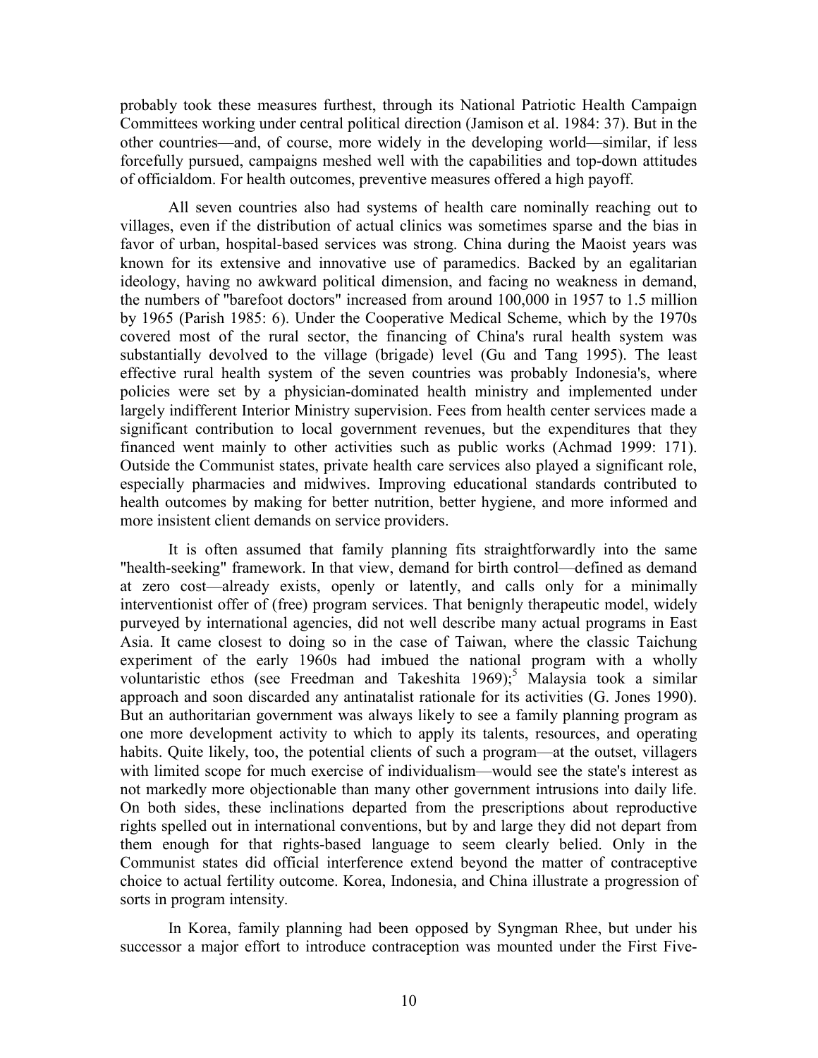probably took these measures furthest, through its National Patriotic Health Campaign Committees working under central political direction (Jamison et al. 1984: 37). But in the other countries—and, of course, more widely in the developing world—similar, if less forcefully pursued, campaigns meshed well with the capabilities and top-down attitudes of officialdom. For health outcomes, preventive measures offered a high payoff.

All seven countries also had systems of health care nominally reaching out to villages, even if the distribution of actual clinics was sometimes sparse and the bias in favor of urban, hospital-based services was strong. China during the Maoist years was known for its extensive and innovative use of paramedics. Backed by an egalitarian ideology, having no awkward political dimension, and facing no weakness in demand, the numbers of "barefoot doctors" increased from around 100,000 in 1957 to 1.5 million by 1965 (Parish 1985: 6). Under the Cooperative Medical Scheme, which by the 1970s covered most of the rural sector, the financing of China's rural health system was substantially devolved to the village (brigade) level (Gu and Tang 1995). The least effective rural health system of the seven countries was probably Indonesia's, where policies were set by a physician-dominated health ministry and implemented under largely indifferent Interior Ministry supervision. Fees from health center services made a significant contribution to local government revenues, but the expenditures that they financed went mainly to other activities such as public works (Achmad 1999: 171). Outside the Communist states, private health care services also played a significant role, especially pharmacies and midwives. Improving educational standards contributed to health outcomes by making for better nutrition, better hygiene, and more informed and more insistent client demands on service providers.

It is often assumed that family planning fits straightforwardly into the same "health-seeking" framework. In that view, demand for birth control—defined as demand at zero cost—already exists, openly or latently, and calls only for a minimally interventionist offer of (free) program services. That benignly therapeutic model, widely purveyed by international agencies, did not well describe many actual programs in East Asia. It came closest to doing so in the case of Taiwan, where the classic Taichung experiment of the early 1960s had imbued the national program with a wholly voluntaristic ethos (see Freedman and Takeshita 1969);[5] Malaysia took a similar approach and soon discarded any antinatalist rationale for its activities (G. Jones 1990). But an authoritarian government was always likely to see a family planning program as one more development activity to which to apply its talents, resources, and operating habits. Quite likely, too, the potential clients of such a program—at the outset, villagers with limited scope for much exercise of individualism—would see the state's interest as not markedly more objectionable than many other government intrusions into daily life. On both sides, these inclinations departed from the prescriptions about reproductive rights spelled out in international conventions, but by and large they did not depart from them enough for that rights-based language to seem clearly belied. Only in the Communist states did official interference extend beyond the matter of contraceptive choice to actual fertility outcome. Korea, Indonesia, and China illustrate a progression of sorts in program intensity.

In Korea, family planning had been opposed by Syngman Rhee, but under his successor a major effort to introduce contraception was mounted under the First Five-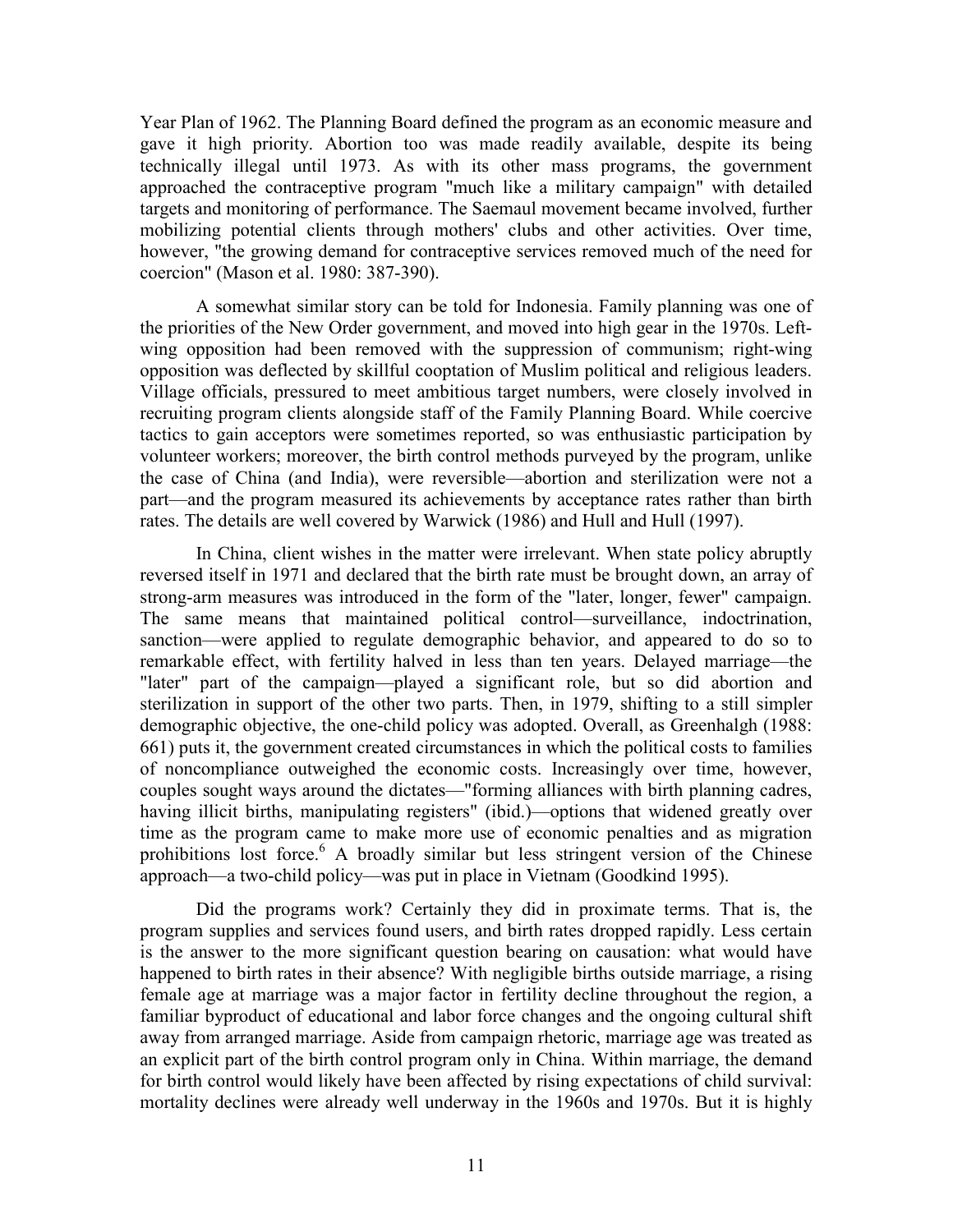Year Plan of 1962. The Planning Board defined the program as an economic measure and gave it high priority. Abortion too was made readily available, despite its being technically illegal until 1973. As with its other mass programs, the government approached the contraceptive program "much like a military campaign" with detailed targets and monitoring of performance. The Saemaul movement became involved, further mobilizing potential clients through mothers' clubs and other activities. Over time, however, "the growing demand for contraceptive services removed much of the need for coercion" (Mason et al. 1980: 387-390).

A somewhat similar story can be told for Indonesia. Family planning was one of the priorities of the New Order government, and moved into high gear in the 1970s. Left-wing opposition had been removed with the suppression of communism; right-wing opposition was deflected by skillful cooptation of Muslim political and religious leaders. Village officials, pressured to meet ambitious target numbers, were closely involved in recruiting program clients alongside staff of the Family Planning Board. While coercive tactics to gain acceptors were sometimes reported, so was enthusiastic participation by volunteer workers; moreover, the birth control methods purveyed by the program, unlike the case of China (and India), were reversible—abortion and sterilization were not a part—and the program measured its achievements by acceptance rates rather than birth rates. The details are well covered by Warwick (1986) and Hull and Hull (1997).

In China, client wishes in the matter were irrelevant. When state policy abruptly reversed itself in 1971 and declared that the birth rate must be brought down, an array of strong-arm measures was introduced in the form of the "later, longer, fewer" campaign. The same means that maintained political control—surveillance, indoctrination, sanction—were applied to regulate demographic behavior, and appeared to do so to remarkable effect, with fertility halved in less than ten years. Delayed marriage—the "later" part of the campaign—played a significant role, but so did abortion and sterilization in support of the other two parts. Then, in 1979, shifting to a still simpler demographic objective, the one-child policy was adopted. Overall, as Greenhalgh (1988: 661) puts it, the government created circumstances in which the political costs to families of noncompliance outweighed the economic costs. Increasingly over time, however, couples sought ways around the dictates—"forming alliances with birth planning cadres, having illicit births, manipulating registers" (ibid.)—options that widened greatly over time as the program came to make more use of economic penalties and as migration prohibitions lost force.[6] A broadly similar but less stringent version of the Chinese approach—a two-child policy—was put in place in Vietnam (Goodkind 1995).

Did the programs work? Certainly they did in proximate terms. That is, the program supplies and services found users, and birth rates dropped rapidly. Less certain is the answer to the more significant question bearing on causation: what would have happened to birth rates in their absence? With negligible births outside marriage, a rising female age at marriage was a major factor in fertility decline throughout the region, a familiar byproduct of educational and labor force changes and the ongoing cultural shift away from arranged marriage. Aside from campaign rhetoric, marriage age was treated as an explicit part of the birth control program only in China. Within marriage, the demand for birth control would likely have been affected by rising expectations of child survival: mortality declines were already well underway in the 1960s and 1970s. But it is highly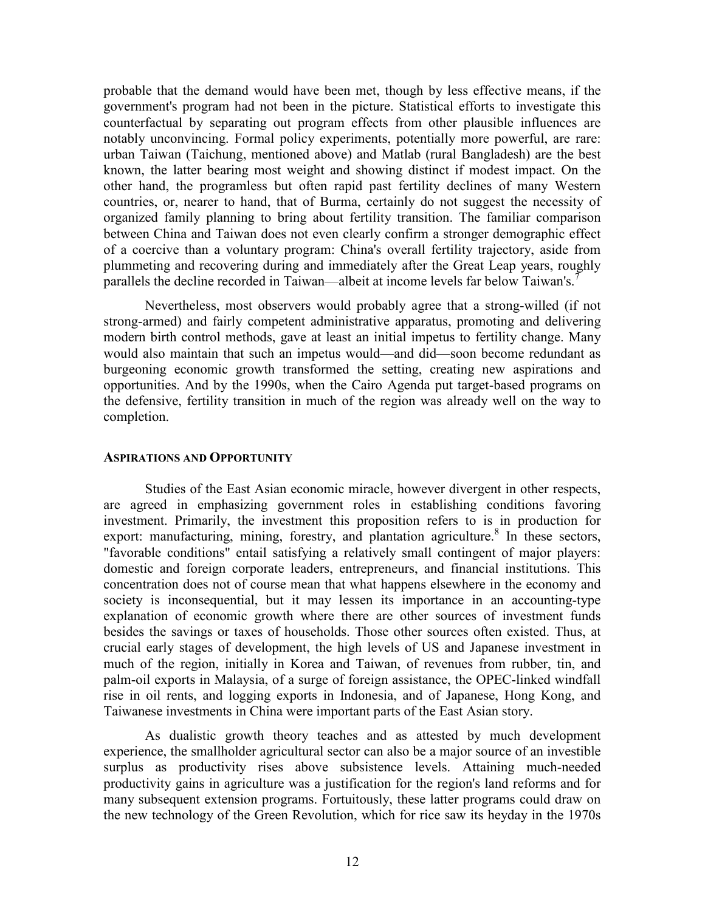probable that the demand would have been met, though by less effective means, if the government's program had not been in the picture. Statistical efforts to investigate this counterfactual by separating out program effects from other plausible influences are notably unconvincing. Formal policy experiments, potentially more powerful, are rare: urban Taiwan (Taichung, mentioned above) and Matlab (rural Bangladesh) are the best known, the latter bearing most weight and showing distinct if modest impact. On the other hand, the programless but often rapid past fertility declines of many Western countries, or, nearer to hand, that of Burma, certainly do not suggest the necessity of organized family planning to bring about fertility transition. The familiar comparison between China and Taiwan does not even clearly confirm a stronger demographic effect of a coercive than a voluntary program: China's overall fertility trajectory, aside from plummeting and recovering during and immediately after the Great Leap years, roughly parallels the decline recorded in Taiwan—albeit at income levels far below Taiwan's.[7]

Nevertheless, most observers would probably agree that a strong-willed (if not strong-armed) and fairly competent administrative apparatus, promoting and delivering modern birth control methods, gave at least an initial impetus to fertility change. Many would also maintain that such an impetus would—and did—soon become redundant as burgeoning economic growth transformed the setting, creating new aspirations and opportunities. And by the 1990s, when the Cairo Agenda put target-based programs on the defensive, fertility transition in much of the region was already well on the way to completion.

### ASPIRATIONS AND OPPORTUNITY

Studies of the East Asian economic miracle, however divergent in other respects, are agreed in emphasizing government roles in establishing conditions favoring investment. Primarily, the investment this proposition refers to is in production for export: manufacturing, mining, forestry, and plantation agriculture.[8] In these sectors, "favorable conditions" entail satisfying a relatively small contingent of major players: domestic and foreign corporate leaders, entrepreneurs, and financial institutions. This concentration does not of course mean that what happens elsewhere in the economy and society is inconsequential, but it may lessen its importance in an accounting-type explanation of economic growth where there are other sources of investment funds besides the savings or taxes of households. Those other sources often existed. Thus, at crucial early stages of development, the high levels of US and Japanese investment in much of the region, initially in Korea and Taiwan, of revenues from rubber, tin, and palm-oil exports in Malaysia, of a surge of foreign assistance, the OPEC-linked windfall rise in oil rents, and logging exports in Indonesia, and of Japanese, Hong Kong, and Taiwanese investments in China were important parts of the East Asian story.

As dualistic growth theory teaches and as attested by much development experience, the smallholder agricultural sector can also be a major source of an investible surplus as productivity rises above subsistence levels. Attaining much-needed productivity gains in agriculture was a justification for the region's land reforms and for many subsequent extension programs. Fortuitously, these latter programs could draw on the new technology of the Green Revolution, which for rice saw its heyday in the 1970s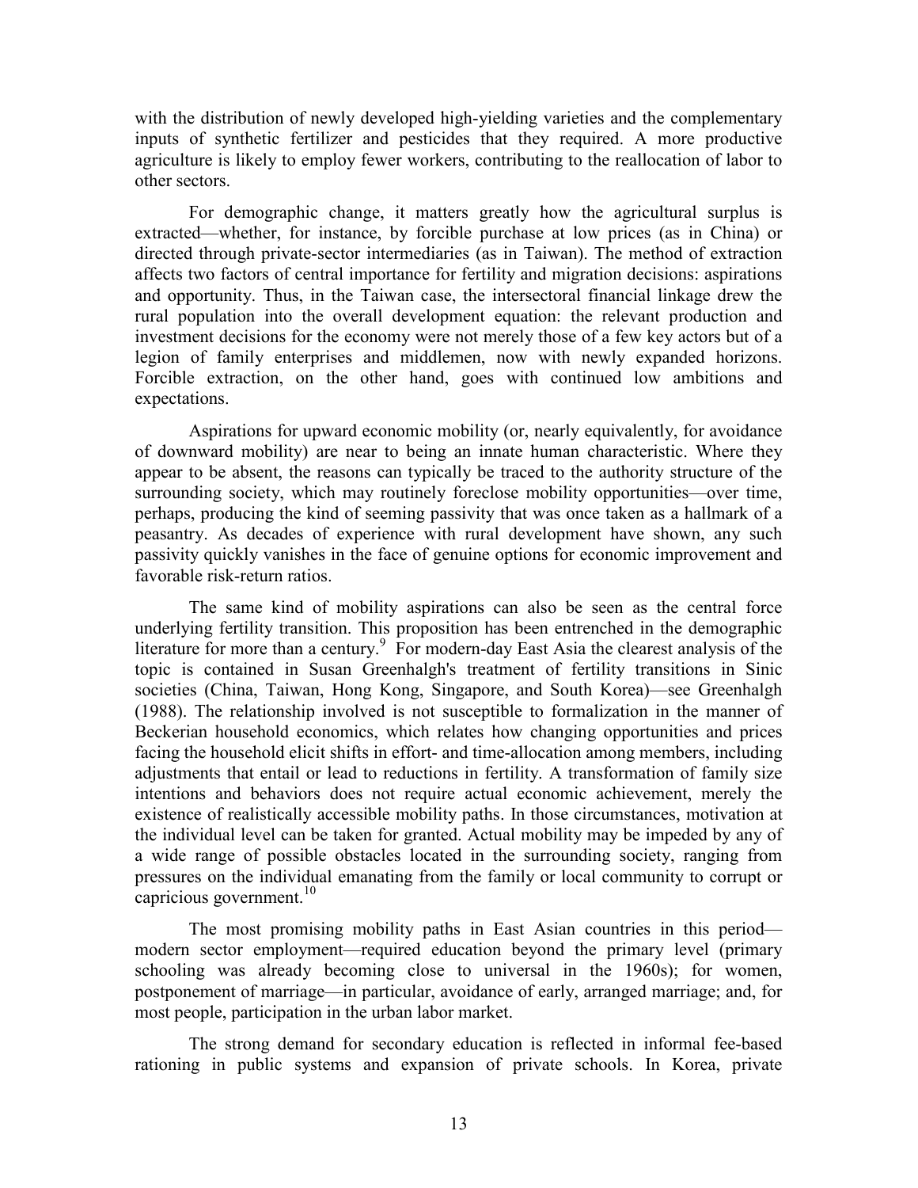with the distribution of newly developed high-yielding varieties and the complementary inputs of synthetic fertilizer and pesticides that they required. A more productive agriculture is likely to employ fewer workers, contributing to the reallocation of labor to other sectors.

For demographic change, it matters greatly how the agricultural surplus is extracted—whether, for instance, by forcible purchase at low prices (as in China) or directed through private-sector intermediaries (as in Taiwan). The method of extraction affects two factors of central importance for fertility and migration decisions: aspirations and opportunity. Thus, in the Taiwan case, the intersectoral financial linkage drew the rural population into the overall development equation: the relevant production and investment decisions for the economy were not merely those of a few key actors but of a legion of family enterprises and middlemen, now with newly expanded horizons. Forcible extraction, on the other hand, goes with continued low ambitions and expectations.

Aspirations for upward economic mobility (or, nearly equivalently, for avoidance of downward mobility) are near to being an innate human characteristic. Where they appear to be absent, the reasons can typically be traced to the authority structure of the surrounding society, which may routinely foreclose mobility opportunities—over time, perhaps, producing the kind of seeming passivity that was once taken as a hallmark of a peasantry. As decades of experience with rural development have shown, any such passivity quickly vanishes in the face of genuine options for economic improvement and favorable risk-return ratios.

The same kind of mobility aspirations can also be seen as the central force underlying fertility transition. This proposition has been entrenched in the demographic literature for more than a century.[9] For modern-day East Asia the clearest analysis of the topic is contained in Susan Greenhalgh's treatment of fertility transitions in Sinic societies (China, Taiwan, Hong Kong, Singapore, and South Korea)—see Greenhalgh (1988). The relationship involved is not susceptible to formalization in the manner of Beckerian household economics, which relates how changing opportunities and prices facing the household elicit shifts in effort- and time-allocation among members, including adjustments that entail or lead to reductions in fertility. A transformation of family size intentions and behaviors does not require actual economic achievement, merely the existence of realistically accessible mobility paths. In those circumstances, motivation at the individual level can be taken for granted. Actual mobility may be impeded by any of a wide range of possible obstacles located in the surrounding society, ranging from pressures on the individual emanating from the family or local community to corrupt or capricious government.[10]

The most promising mobility paths in East Asian countries in this period—modern sector employment—required education beyond the primary level (primary schooling was already becoming close to universal in the 1960s); for women, postponement of marriage—in particular, avoidance of early, arranged marriage; and, for most people, participation in the urban labor market.

The strong demand for secondary education is reflected in informal fee-based rationing in public systems and expansion of private schools. In Korea, private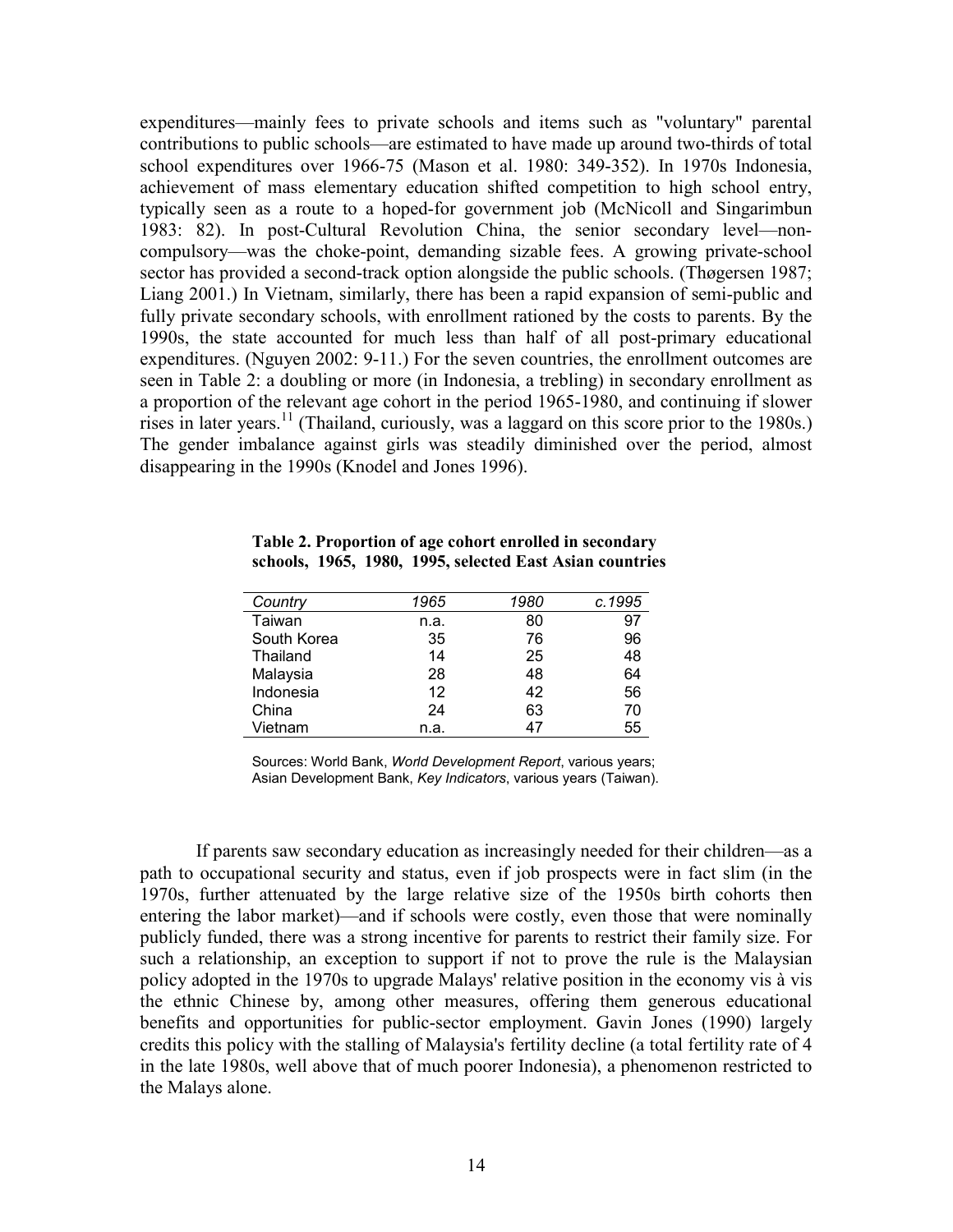expenditures—mainly fees to private schools and items such as "voluntary" parental contributions to public schools—are estimated to have made up around two-thirds of total school expenditures over 1966-75 (Mason et al. 1980: 349-352). In 1970s Indonesia, achievement of mass elementary education shifted competition to high school entry, typically seen as a route to a hoped-for government job (McNicoll and Singarimbun 1983: 82). In post-Cultural Revolution China, the senior secondary level—non-compulsory—was the choke-point, demanding sizable fees. A growing private-school sector has provided a second-track option alongside the public schools. (Thøgersen 1987; Liang 2001.) In Vietnam, similarly, there has been a rapid expansion of semi-public and fully private secondary schools, with enrollment rationed by the costs to parents. By the 1990s, the state accounted for much less than half of all post-primary educational expenditures. (Nguyen 2002: 9-11.) For the seven countries, the enrollment outcomes are seen in Table 2: a doubling or more (in Indonesia, a trebling) in secondary enrollment as a proportion of the relevant age cohort in the period 1965-1980, and continuing if slower rises in later years.[11] (Thailand, curiously, was a laggard on this score prior to the 1980s.) The gender imbalance against girls was steadily diminished over the period, almost disappearing in the 1990s (Knodel and Jones 1996).

**Table 2. Proportion of age cohort enrolled in secondary schools, 1965, 1980, 1995, selected East Asian countries**

| *Country* | *1965* | *1980* | *c.1995* |
|---|---|---|---|
| Taiwan | n.a. | 80 | 97 |
| South Korea | 35 | 76 | 96 |
| Thailand | 14 | 25 | 48 |
| Malaysia | 28 | 48 | 64 |
| Indonesia | 12 | 42 | 56 |
| China | 24 | 63 | 70 |
| Vietnam | n.a. | 47 | 55 |

Sources: World Bank, *World Development Report*, various years; Asian Development Bank, *Key Indicators*, various years (Taiwan).

If parents saw secondary education as increasingly needed for their children—as a path to occupational security and status, even if job prospects were in fact slim (in the 1970s, further attenuated by the large relative size of the 1950s birth cohorts then entering the labor market)—and if schools were costly, even those that were nominally publicly funded, there was a strong incentive for parents to restrict their family size. For such a relationship, an exception to support if not to prove the rule is the Malaysian policy adopted in the 1970s to upgrade Malays' relative position in the economy vis à vis the ethnic Chinese by, among other measures, offering them generous educational benefits and opportunities for public-sector employment. Gavin Jones (1990) largely credits this policy with the stalling of Malaysia's fertility decline (a total fertility rate of 4 in the late 1980s, well above that of much poorer Indonesia), a phenomenon restricted to the Malays alone.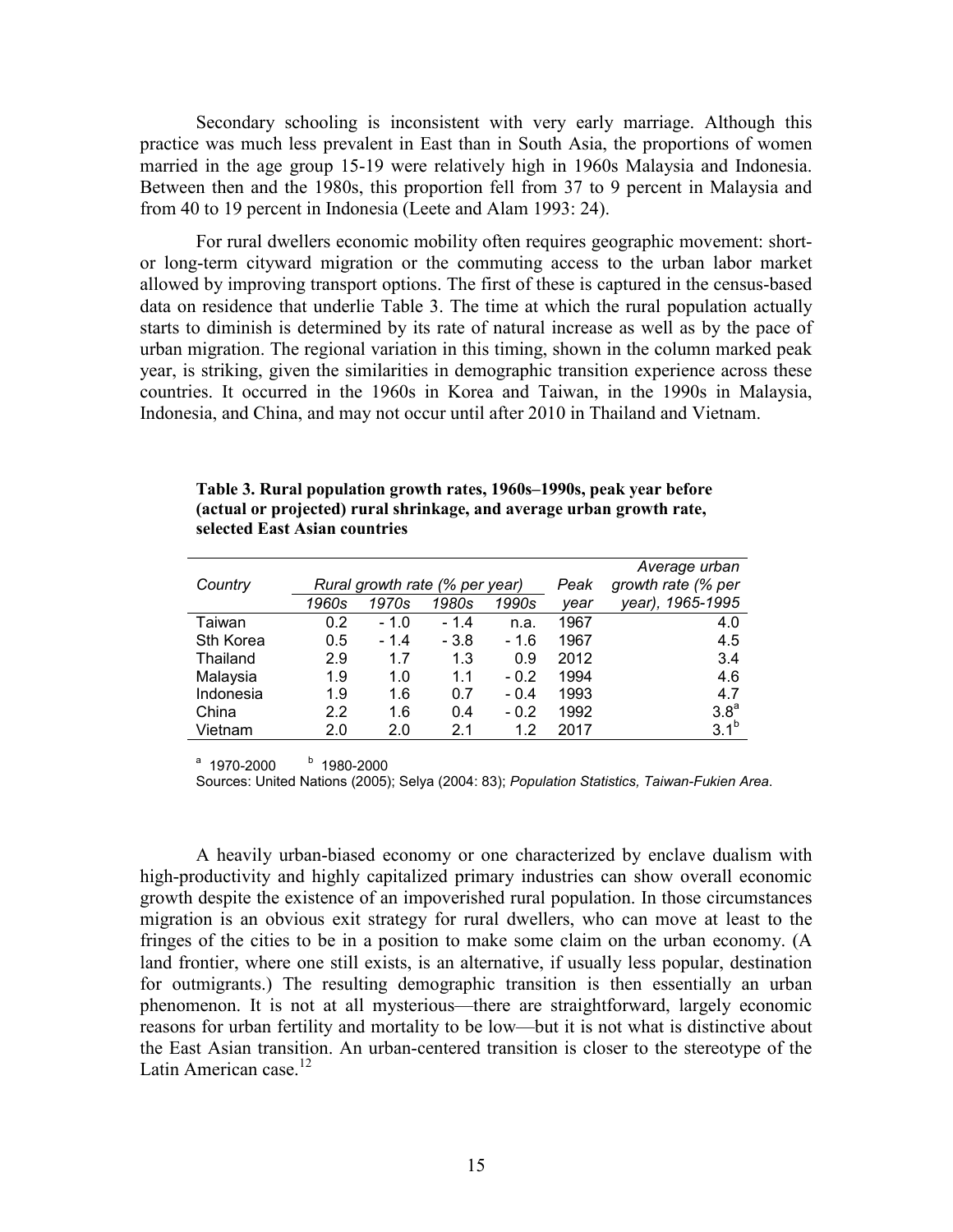Secondary schooling is inconsistent with very early marriage. Although this practice was much less prevalent in East than in South Asia, the proportions of women married in the age group 15-19 were relatively high in 1960s Malaysia and Indonesia. Between then and the 1980s, this proportion fell from 37 to 9 percent in Malaysia and from 40 to 19 percent in Indonesia (Leete and Alam 1993: 24).

For rural dwellers economic mobility often requires geographic movement: short- or long-term cityward migration or the commuting access to the urban labor market allowed by improving transport options. The first of these is captured in the census-based data on residence that underlie Table 3. The time at which the rural population actually starts to diminish is determined by its rate of natural increase as well as by the pace of urban migration. The regional variation in this timing, shown in the column marked peak year, is striking, given the similarities in demographic transition experience across these countries. It occurred in the 1960s in Korea and Taiwan, in the 1990s in Malaysia, Indonesia, and China, and may not occur until after 2010 in Thailand and Vietnam.

**Table 3. Rural population growth rates, 1960s–1990s, peak year before (actual or projected) rural shrinkage, and average urban growth rate, selected East Asian countries**

| *Country* | *Rural growth rate (% per year)* | | | | *Peak* | *Average urban growth rate (% per* |
|---|---|---|---|---|---|---|
| | *1960s* | *1970s* | *1980s* | *1990s* | *year* | *year), 1965-1995* |
| Taiwan | 0.2 | - 1.0 | - 1.4 | n.a. | 1967 | 4.0 |
| Sth Korea | 0.5 | - 1.4 | - 3.8 | - 1.6 | 1967 | 4.5 |
| Thailand | 2.9 | 1.7 | 1.3 | 0.9 | 2012 | 3.4 |
| Malaysia | 1.9 | 1.0 | 1.1 | - 0.2 | 1994 | 4.6 |
| Indonesia | 1.9 | 1.6 | 0.7 | - 0.4 | 1993 | 4.7 |
| China | 2.2 | 1.6 | 0.4 | - 0.2 | 1992 | 3.8[a] |
| Vietnam | 2.0 | 2.0 | 2.1 | 1.2 | 2017 | 3.1[b] |

[a] 1970-2000 [b] 1980-2000

Sources: United Nations (2005); Selya (2004: 83); *Population Statistics, Taiwan-Fukien Area*.

A heavily urban-biased economy or one characterized by enclave dualism with high-productivity and highly capitalized primary industries can show overall economic growth despite the existence of an impoverished rural population. In those circumstances migration is an obvious exit strategy for rural dwellers, who can move at least to the fringes of the cities to be in a position to make some claim on the urban economy. (A land frontier, where one still exists, is an alternative, if usually less popular, destination for outmigrants.) The resulting demographic transition is then essentially an urban phenomenon. It is not at all mysterious—there are straightforward, largely economic reasons for urban fertility and mortality to be low—but it is not what is distinctive about the East Asian transition. An urban-centered transition is closer to the stereotype of the Latin American case.[12]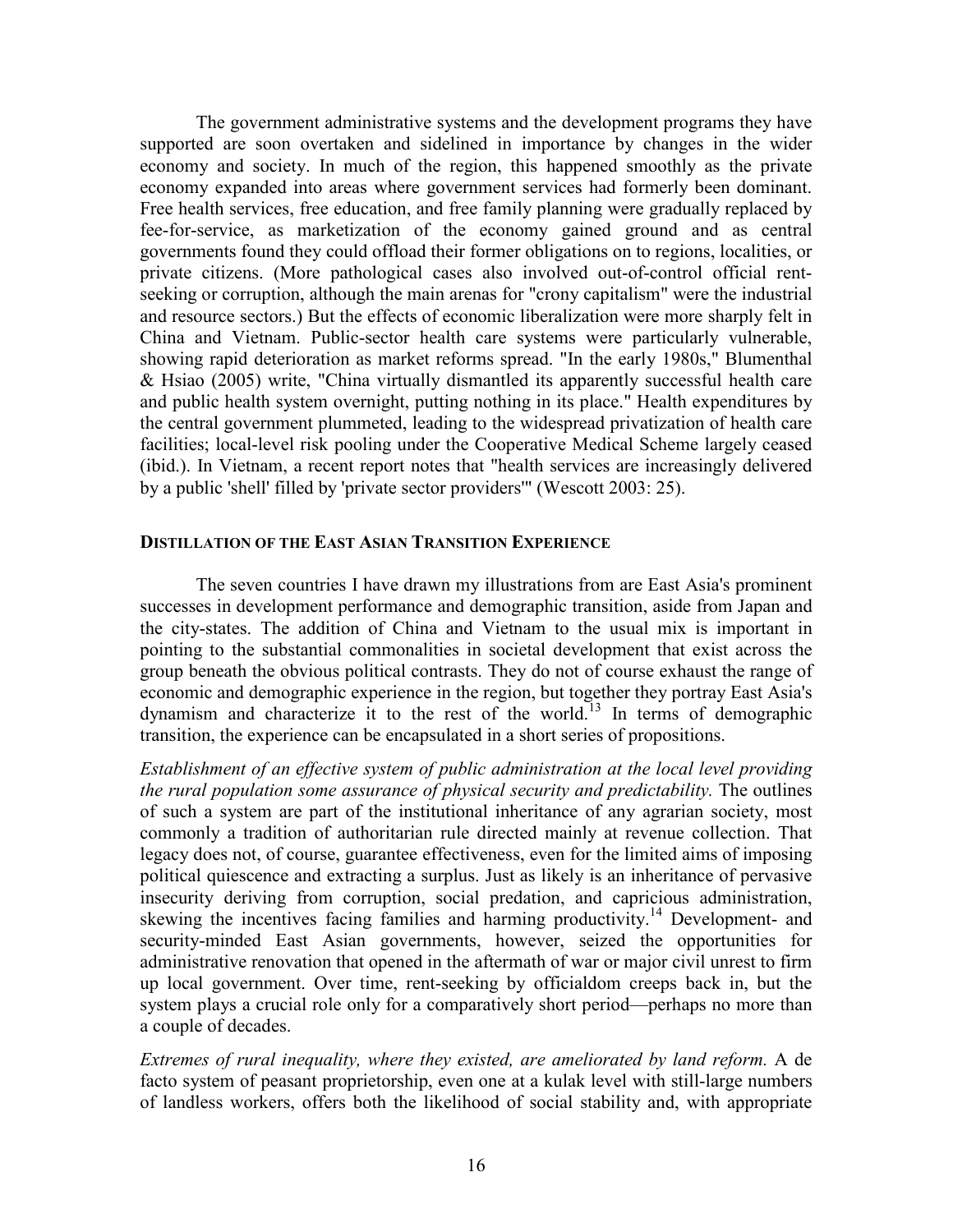The government administrative systems and the development programs they have supported are soon overtaken and sidelined in importance by changes in the wider economy and society. In much of the region, this happened smoothly as the private economy expanded into areas where government services had formerly been dominant. Free health services, free education, and free family planning were gradually replaced by fee-for-service, as marketization of the economy gained ground and as central governments found they could offload their former obligations on to regions, localities, or private citizens. (More pathological cases also involved out-of-control official rent-seeking or corruption, although the main arenas for "crony capitalism" were the industrial and resource sectors.) But the effects of economic liberalization were more sharply felt in China and Vietnam. Public-sector health care systems were particularly vulnerable, showing rapid deterioration as market reforms spread. "In the early 1980s," Blumenthal & Hsiao (2005) write, "China virtually dismantled its apparently successful health care and public health system overnight, putting nothing in its place." Health expenditures by the central government plummeted, leading to the widespread privatization of health care facilities; local-level risk pooling under the Cooperative Medical Scheme largely ceased (ibid.). In Vietnam, a recent report notes that "health services are increasingly delivered by a public 'shell' filled by 'private sector providers'" (Wescott 2003: 25).

## DISTILLATION OF THE EAST ASIAN TRANSITION EXPERIENCE

The seven countries I have drawn my illustrations from are East Asia's prominent successes in development performance and demographic transition, aside from Japan and the city-states. The addition of China and Vietnam to the usual mix is important in pointing to the substantial commonalities in societal development that exist across the group beneath the obvious political contrasts. They do not of course exhaust the range of economic and demographic experience in the region, but together they portray East Asia's dynamism and characterize it to the rest of the world.[13] In terms of demographic transition, the experience can be encapsulated in a short series of propositions.

*Establishment of an effective system of public administration at the local level providing the rural population some assurance of physical security and predictability.* The outlines of such a system are part of the institutional inheritance of any agrarian society, most commonly a tradition of authoritarian rule directed mainly at revenue collection. That legacy does not, of course, guarantee effectiveness, even for the limited aims of imposing political quiescence and extracting a surplus. Just as likely is an inheritance of pervasive insecurity deriving from corruption, social predation, and capricious administration, skewing the incentives facing families and harming productivity.[14] Development- and security-minded East Asian governments, however, seized the opportunities for administrative renovation that opened in the aftermath of war or major civil unrest to firm up local government. Over time, rent-seeking by officialdom creeps back in, but the system plays a crucial role only for a comparatively short period—perhaps no more than a couple of decades.

*Extremes of rural inequality, where they existed, are ameliorated by land reform.* A de facto system of peasant proprietorship, even one at a kulak level with still-large numbers of landless workers, offers both the likelihood of social stability and, with appropriate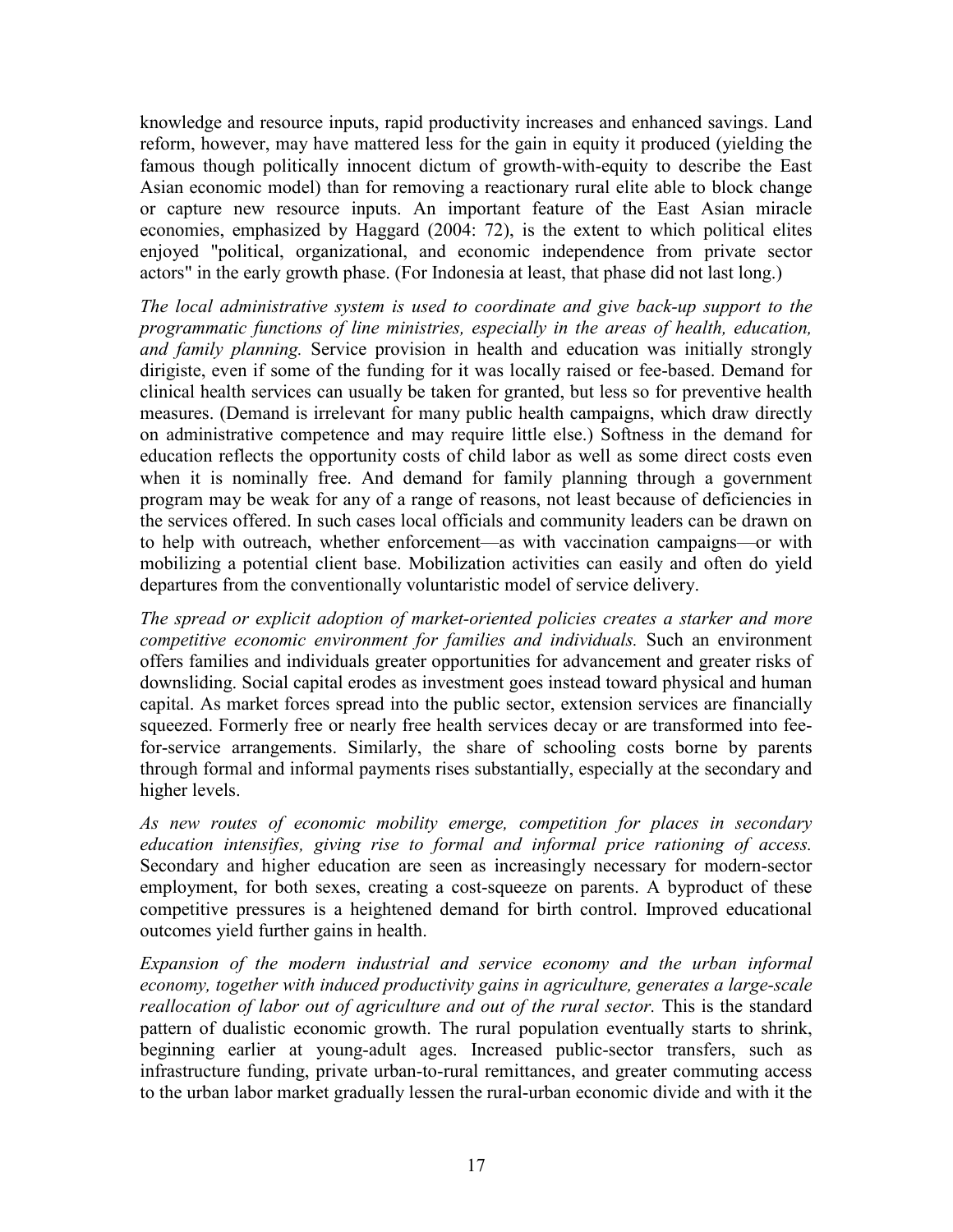knowledge and resource inputs, rapid productivity increases and enhanced savings. Land reform, however, may have mattered less for the gain in equity it produced (yielding the famous though politically innocent dictum of growth-with-equity to describe the East Asian economic model) than for removing a reactionary rural elite able to block change or capture new resource inputs. An important feature of the East Asian miracle economies, emphasized by Haggard (2004: 72), is the extent to which political elites enjoyed "political, organizational, and economic independence from private sector actors" in the early growth phase. (For Indonesia at least, that phase did not last long.)

*The local administrative system is used to coordinate and give back-up support to the programmatic functions of line ministries, especially in the areas of health, education, and family planning.* Service provision in health and education was initially strongly dirigiste, even if some of the funding for it was locally raised or fee-based. Demand for clinical health services can usually be taken for granted, but less so for preventive health measures. (Demand is irrelevant for many public health campaigns, which draw directly on administrative competence and may require little else.) Softness in the demand for education reflects the opportunity costs of child labor as well as some direct costs even when it is nominally free. And demand for family planning through a government program may be weak for any of a range of reasons, not least because of deficiencies in the services offered. In such cases local officials and community leaders can be drawn on to help with outreach, whether enforcement—as with vaccination campaigns—or with mobilizing a potential client base. Mobilization activities can easily and often do yield departures from the conventionally voluntaristic model of service delivery.

*The spread or explicit adoption of market-oriented policies creates a starker and more competitive economic environment for families and individuals.* Such an environment offers families and individuals greater opportunities for advancement and greater risks of downsliding. Social capital erodes as investment goes instead toward physical and human capital. As market forces spread into the public sector, extension services are financially squeezed. Formerly free or nearly free health services decay or are transformed into fee-for-service arrangements. Similarly, the share of schooling costs borne by parents through formal and informal payments rises substantially, especially at the secondary and higher levels.

*As new routes of economic mobility emerge, competition for places in secondary education intensifies, giving rise to formal and informal price rationing of access.* Secondary and higher education are seen as increasingly necessary for modern-sector employment, for both sexes, creating a cost-squeeze on parents. A byproduct of these competitive pressures is a heightened demand for birth control. Improved educational outcomes yield further gains in health.

*Expansion of the modern industrial and service economy and the urban informal economy, together with induced productivity gains in agriculture, generates a large-scale reallocation of labor out of agriculture and out of the rural sector.* This is the standard pattern of dualistic economic growth. The rural population eventually starts to shrink, beginning earlier at young-adult ages. Increased public-sector transfers, such as infrastructure funding, private urban-to-rural remittances, and greater commuting access to the urban labor market gradually lessen the rural-urban economic divide and with it the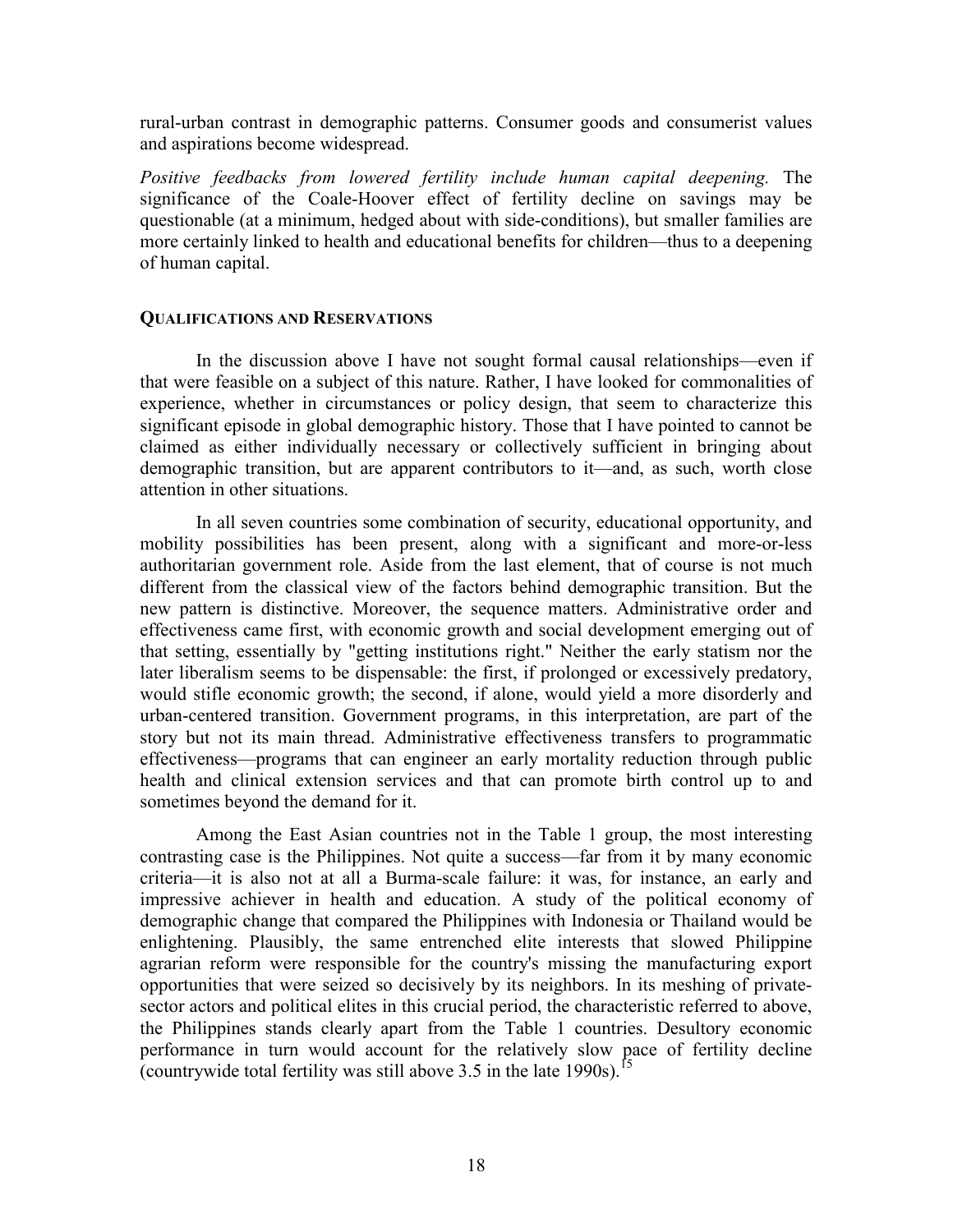rural-urban contrast in demographic patterns. Consumer goods and consumerist values and aspirations become widespread.

*Positive feedbacks from lowered fertility include human capital deepening.* The significance of the Coale-Hoover effect of fertility decline on savings may be questionable (at a minimum, hedged about with side-conditions), but smaller families are more certainly linked to health and educational benefits for children—thus to a deepening of human capital.

## QUALIFICATIONS AND RESERVATIONS

In the discussion above I have not sought formal causal relationships—even if that were feasible on a subject of this nature. Rather, I have looked for commonalities of experience, whether in circumstances or policy design, that seem to characterize this significant episode in global demographic history. Those that I have pointed to cannot be claimed as either individually necessary or collectively sufficient in bringing about demographic transition, but are apparent contributors to it—and, as such, worth close attention in other situations.

In all seven countries some combination of security, educational opportunity, and mobility possibilities has been present, along with a significant and more-or-less authoritarian government role. Aside from the last element, that of course is not much different from the classical view of the factors behind demographic transition. But the new pattern is distinctive. Moreover, the sequence matters. Administrative order and effectiveness came first, with economic growth and social development emerging out of that setting, essentially by "getting institutions right." Neither the early statism nor the later liberalism seems to be dispensable: the first, if prolonged or excessively predatory, would stifle economic growth; the second, if alone, would yield a more disorderly and urban-centered transition. Government programs, in this interpretation, are part of the story but not its main thread. Administrative effectiveness transfers to programmatic effectiveness—programs that can engineer an early mortality reduction through public health and clinical extension services and that can promote birth control up to and sometimes beyond the demand for it.

Among the East Asian countries not in the Table 1 group, the most interesting contrasting case is the Philippines. Not quite a success—far from it by many economic criteria—it is also not at all a Burma-scale failure: it was, for instance, an early and impressive achiever in health and education. A study of the political economy of demographic change that compared the Philippines with Indonesia or Thailand would be enlightening. Plausibly, the same entrenched elite interests that slowed Philippine agrarian reform were responsible for the country's missing the manufacturing export opportunities that were seized so decisively by its neighbors. In its meshing of private-sector actors and political elites in this crucial period, the characteristic referred to above, the Philippines stands clearly apart from the Table 1 countries. Desultory economic performance in turn would account for the relatively slow pace of fertility decline (countrywide total fertility was still above 3.5 in the late 1990s).[15]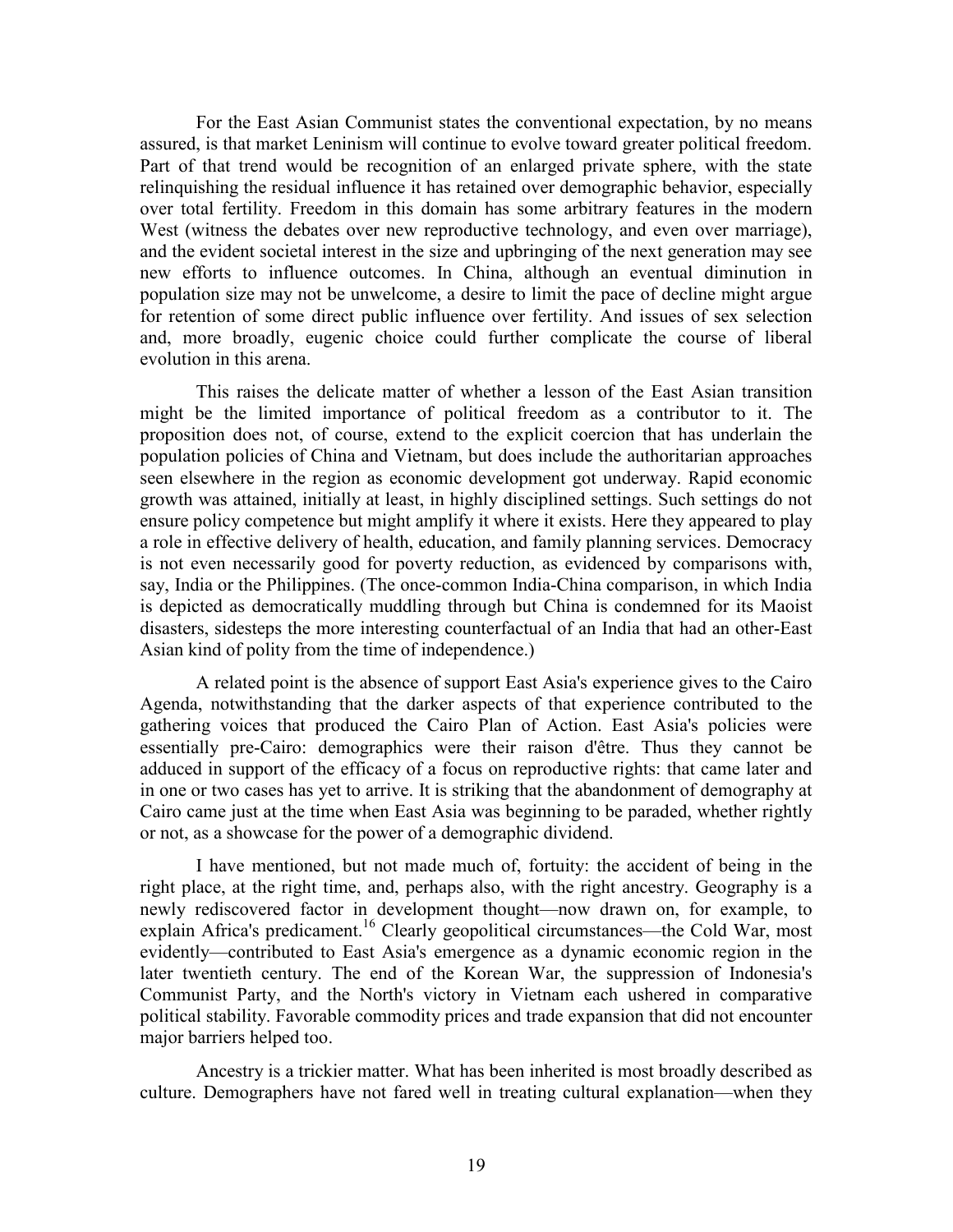For the East Asian Communist states the conventional expectation, by no means assured, is that market Leninism will continue to evolve toward greater political freedom. Part of that trend would be recognition of an enlarged private sphere, with the state relinquishing the residual influence it has retained over demographic behavior, especially over total fertility. Freedom in this domain has some arbitrary features in the modern West (witness the debates over new reproductive technology, and even over marriage), and the evident societal interest in the size and upbringing of the next generation may see new efforts to influence outcomes. In China, although an eventual diminution in population size may not be unwelcome, a desire to limit the pace of decline might argue for retention of some direct public influence over fertility. And issues of sex selection and, more broadly, eugenic choice could further complicate the course of liberal evolution in this arena.

This raises the delicate matter of whether a lesson of the East Asian transition might be the limited importance of political freedom as a contributor to it. The proposition does not, of course, extend to the explicit coercion that has underlain the population policies of China and Vietnam, but does include the authoritarian approaches seen elsewhere in the region as economic development got underway. Rapid economic growth was attained, initially at least, in highly disciplined settings. Such settings do not ensure policy competence but might amplify it where it exists. Here they appeared to play a role in effective delivery of health, education, and family planning services. Democracy is not even necessarily good for poverty reduction, as evidenced by comparisons with, say, India or the Philippines. (The once-common India-China comparison, in which India is depicted as democratically muddling through but China is condemned for its Maoist disasters, sidesteps the more interesting counterfactual of an India that had an other-East Asian kind of polity from the time of independence.)

A related point is the absence of support East Asia's experience gives to the Cairo Agenda, notwithstanding that the darker aspects of that experience contributed to the gathering voices that produced the Cairo Plan of Action. East Asia's policies were essentially pre-Cairo: demographics were their raison d'être. Thus they cannot be adduced in support of the efficacy of a focus on reproductive rights: that came later and in one or two cases has yet to arrive. It is striking that the abandonment of demography at Cairo came just at the time when East Asia was beginning to be paraded, whether rightly or not, as a showcase for the power of a demographic dividend.

I have mentioned, but not made much of, fortuity: the accident of being in the right place, at the right time, and, perhaps also, with the right ancestry. Geography is a newly rediscovered factor in development thought—now drawn on, for example, to explain Africa's predicament.[16] Clearly geopolitical circumstances—the Cold War, most evidently—contributed to East Asia's emergence as a dynamic economic region in the later twentieth century. The end of the Korean War, the suppression of Indonesia's Communist Party, and the North's victory in Vietnam each ushered in comparative political stability. Favorable commodity prices and trade expansion that did not encounter major barriers helped too.

Ancestry is a trickier matter. What has been inherited is most broadly described as culture. Demographers have not fared well in treating cultural explanation—when they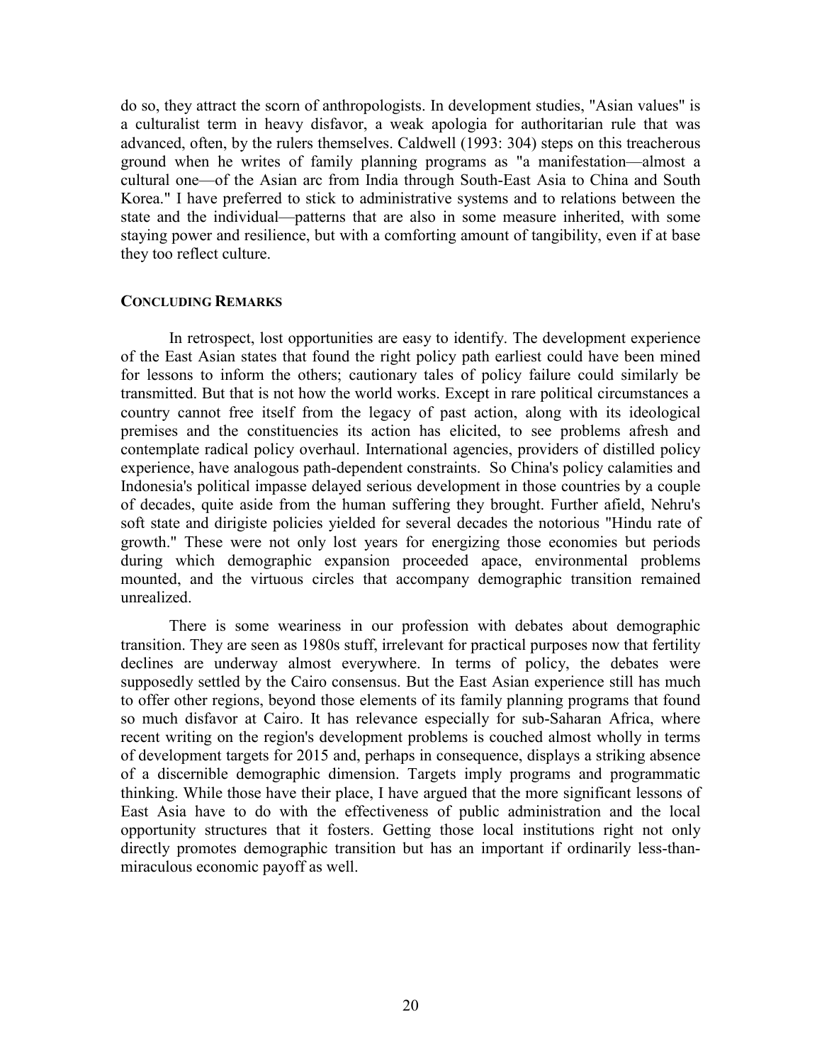do so, they attract the scorn of anthropologists. In development studies, "Asian values" is a culturalist term in heavy disfavor, a weak apologia for authoritarian rule that was advanced, often, by the rulers themselves. Caldwell (1993: 304) steps on this treacherous ground when he writes of family planning programs as "a manifestation—almost a cultural one—of the Asian arc from India through South-East Asia to China and South Korea." I have preferred to stick to administrative systems and to relations between the state and the individual—patterns that are also in some measure inherited, with some staying power and resilience, but with a comforting amount of tangibility, even if at base they too reflect culture.

## CONCLUDING REMARKS

In retrospect, lost opportunities are easy to identify. The development experience of the East Asian states that found the right policy path earliest could have been mined for lessons to inform the others; cautionary tales of policy failure could similarly be transmitted. But that is not how the world works. Except in rare political circumstances a country cannot free itself from the legacy of past action, along with its ideological premises and the constituencies its action has elicited, to see problems afresh and contemplate radical policy overhaul. International agencies, providers of distilled policy experience, have analogous path-dependent constraints. So China's policy calamities and Indonesia's political impasse delayed serious development in those countries by a couple of decades, quite aside from the human suffering they brought. Further afield, Nehru's soft state and dirigiste policies yielded for several decades the notorious "Hindu rate of growth." These were not only lost years for energizing those economies but periods during which demographic expansion proceeded apace, environmental problems mounted, and the virtuous circles that accompany demographic transition remained unrealized.

There is some weariness in our profession with debates about demographic transition. They are seen as 1980s stuff, irrelevant for practical purposes now that fertility declines are underway almost everywhere. In terms of policy, the debates were supposedly settled by the Cairo consensus. But the East Asian experience still has much to offer other regions, beyond those elements of its family planning programs that found so much disfavor at Cairo. It has relevance especially for sub-Saharan Africa, where recent writing on the region's development problems is couched almost wholly in terms of development targets for 2015 and, perhaps in consequence, displays a striking absence of a discernible demographic dimension. Targets imply programs and programmatic thinking. While those have their place, I have argued that the more significant lessons of East Asia have to do with the effectiveness of public administration and the local opportunity structures that it fosters. Getting those local institutions right not only directly promotes demographic transition but has an important if ordinarily less-than-miraculous economic payoff as well.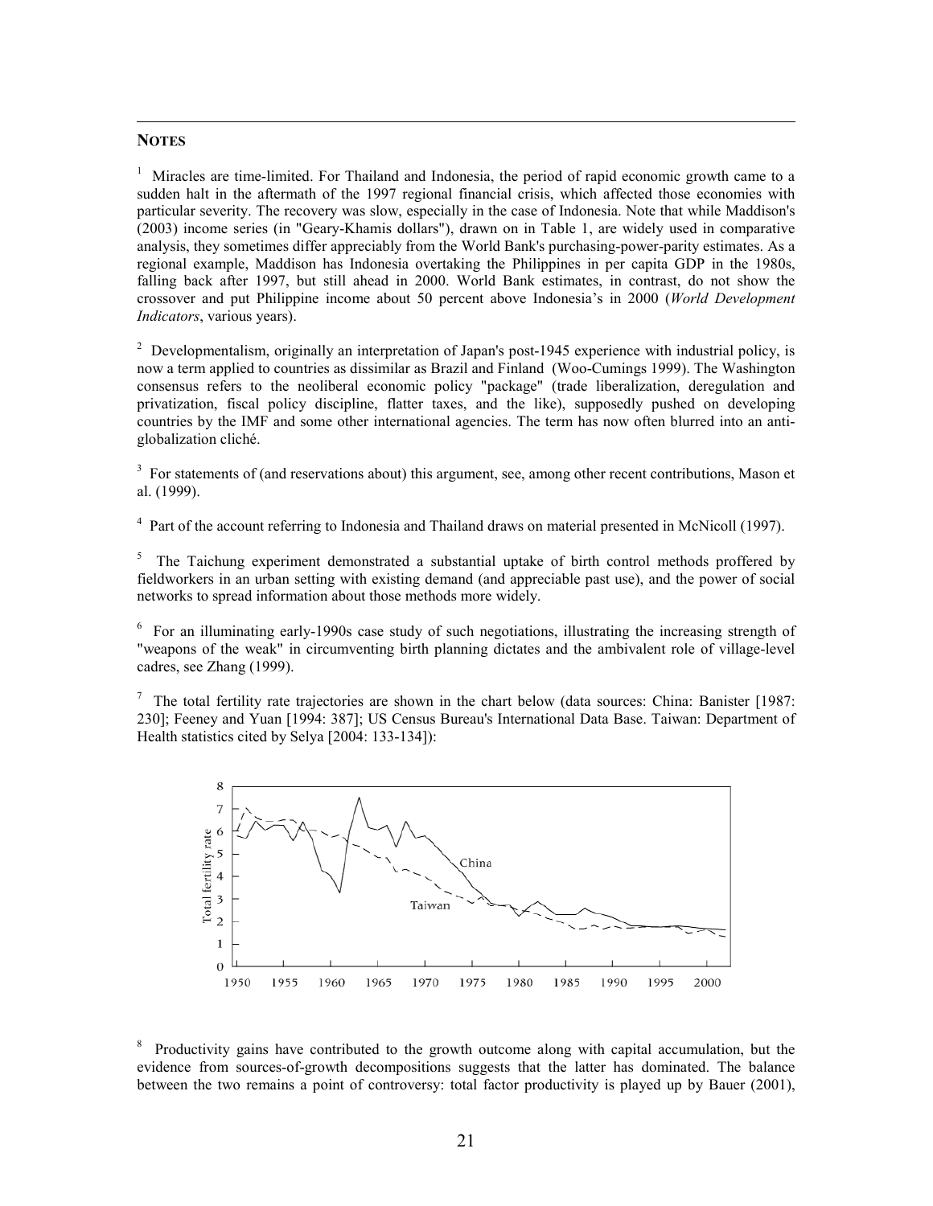**NOTES**

1 Miracles are time-limited. For Thailand and Indonesia, the period of rapid economic growth came to a sudden halt in the aftermath of the 1997 regional financial crisis, which affected those economies with particular severity. The recovery was slow, especially in the case of Indonesia. Note that while Maddison's (2003) income series (in "Geary-Khamis dollars"), drawn on in Table 1, are widely used in comparative analysis, they sometimes differ appreciably from the World Bank's purchasing-power-parity estimates. As a regional example, Maddison has Indonesia overtaking the Philippines in per capita GDP in the 1980s, falling back after 1997, but still ahead in 2000. World Bank estimates, in contrast, do not show the crossover and put Philippine income about 50 percent above Indonesia's in 2000 (*World Development Indicators*, various years).

2 Developmentalism, originally an interpretation of Japan's post-1945 experience with industrial policy, is now a term applied to countries as dissimilar as Brazil and Finland (Woo-Cumings 1999). The Washington consensus refers to the neoliberal economic policy "package" (trade liberalization, deregulation and privatization, fiscal policy discipline, flatter taxes, and the like), supposedly pushed on developing countries by the IMF and some other international agencies. The term has now often blurred into an anti-globalization cliché.

3 For statements of (and reservations about) this argument, see, among other recent contributions, Mason et al. (1999).

4 Part of the account referring to Indonesia and Thailand draws on material presented in McNicoll (1997).

5 The Taichung experiment demonstrated a substantial uptake of birth control methods proffered by fieldworkers in an urban setting with existing demand (and appreciable past use), and the power of social networks to spread information about those methods more widely.

6 For an illuminating early-1990s case study of such negotiations, illustrating the increasing strength of "weapons of the weak" in circumventing birth planning dictates and the ambivalent role of village-level cadres, see Zhang (1999).

7 The total fertility rate trajectories are shown in the chart below (data sources: China: Banister [1987: 230]; Feeney and Yuan [1994: 387]; US Census Bureau's International Data Base. Taiwan: Department of Health statistics cited by Selya [2004: 133-134]):

8 Productivity gains have contributed to the growth outcome along with capital accumulation, but the evidence from sources-of-growth decompositions suggests that the latter has dominated. The balance between the two remains a point of controversy: total factor productivity is played up by Bauer (2001),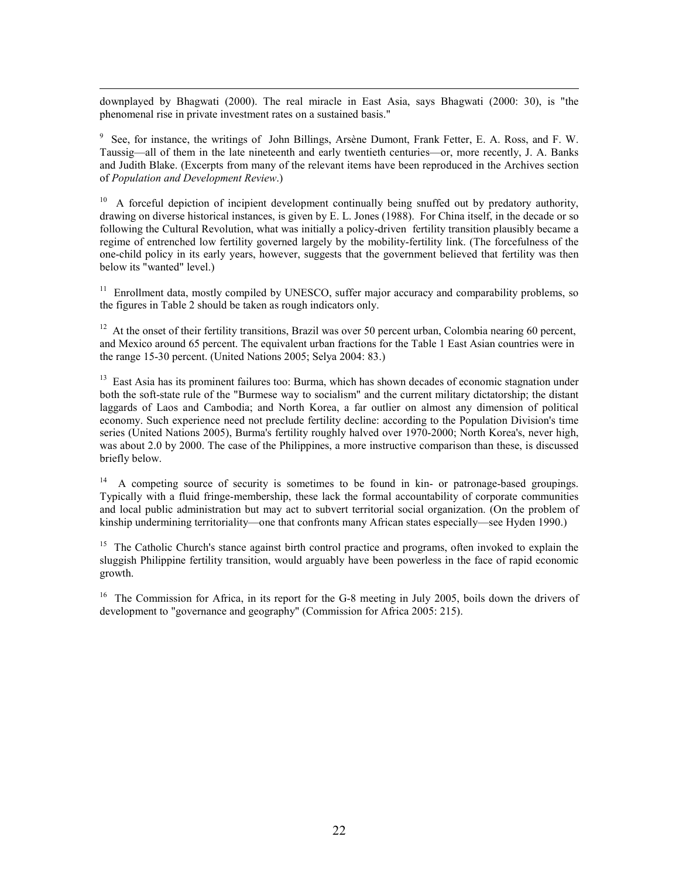downplayed by Bhagwati (2000). The real miracle in East Asia, says Bhagwati (2000: 30), is "the phenomenal rise in private investment rates on a sustained basis."

[9] See, for instance, the writings of John Billings, Arsène Dumont, Frank Fetter, E. A. Ross, and F. W. Taussig—all of them in the late nineteenth and early twentieth centuries—or, more recently, J. A. Banks and Judith Blake. (Excerpts from many of the relevant items have been reproduced in the Archives section of *Population and Development Review*.)

[10] A forceful depiction of incipient development continually being snuffed out by predatory authority, drawing on diverse historical instances, is given by E. L. Jones (1988). For China itself, in the decade or so following the Cultural Revolution, what was initially a policy-driven fertility transition plausibly became a regime of entrenched low fertility governed largely by the mobility-fertility link. (The forcefulness of the one-child policy in its early years, however, suggests that the government believed that fertility was then below its "wanted" level.)

[11] Enrollment data, mostly compiled by UNESCO, suffer major accuracy and comparability problems, so the figures in Table 2 should be taken as rough indicators only.

[12] At the onset of their fertility transitions, Brazil was over 50 percent urban, Colombia nearing 60 percent, and Mexico around 65 percent. The equivalent urban fractions for the Table 1 East Asian countries were in the range 15-30 percent. (United Nations 2005; Selya 2004: 83.)

[13] East Asia has its prominent failures too: Burma, which has shown decades of economic stagnation under both the soft-state rule of the "Burmese way to socialism" and the current military dictatorship; the distant laggards of Laos and Cambodia; and North Korea, a far outlier on almost any dimension of political economy. Such experience need not preclude fertility decline: according to the Population Division's time series (United Nations 2005), Burma's fertility roughly halved over 1970-2000; North Korea's, never high, was about 2.0 by 2000. The case of the Philippines, a more instructive comparison than these, is discussed briefly below.

[14] A competing source of security is sometimes to be found in kin- or patronage-based groupings. Typically with a fluid fringe-membership, these lack the formal accountability of corporate communities and local public administration but may act to subvert territorial social organization. (On the problem of kinship undermining territoriality—one that confronts many African states especially—see Hyden 1990.)

[15] The Catholic Church's stance against birth control practice and programs, often invoked to explain the sluggish Philippine fertility transition, would arguably have been powerless in the face of rapid economic growth.

[16] The Commission for Africa, in its report for the G-8 meeting in July 2005, boils down the drivers of development to "governance and geography" (Commission for Africa 2005: 215).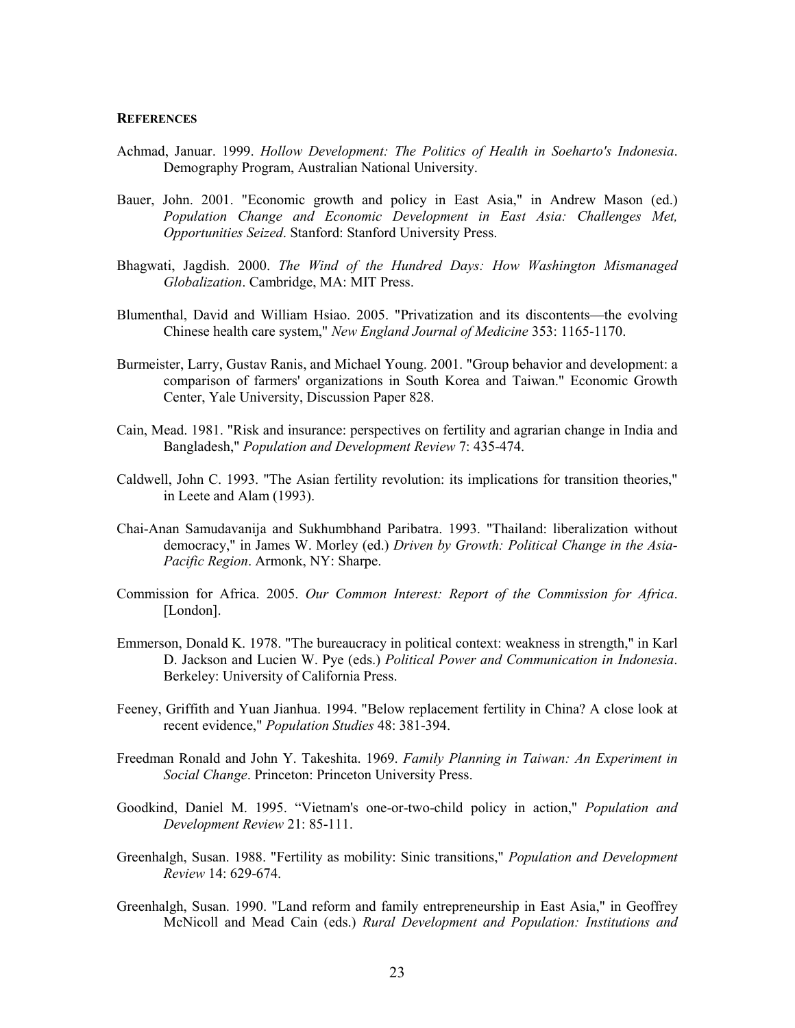**REFERENCES**

Achmad, Januar. 1999. *Hollow Development: The Politics of Health in Soeharto's Indonesia*. Demography Program, Australian National University.

Bauer, John. 2001. "Economic growth and policy in East Asia," in Andrew Mason (ed.) *Population Change and Economic Development in East Asia: Challenges Met, Opportunities Seized*. Stanford: Stanford University Press.

Bhagwati, Jagdish. 2000. *The Wind of the Hundred Days: How Washington Mismanaged Globalization*. Cambridge, MA: MIT Press.

Blumenthal, David and William Hsiao. 2005. "Privatization and its discontents—the evolving Chinese health care system," *New England Journal of Medicine* 353: 1165-1170.

Burmeister, Larry, Gustav Ranis, and Michael Young. 2001. "Group behavior and development: a comparison of farmers' organizations in South Korea and Taiwan." Economic Growth Center, Yale University, Discussion Paper 828.

Cain, Mead. 1981. "Risk and insurance: perspectives on fertility and agrarian change in India and Bangladesh," *Population and Development Review* 7: 435-474.

Caldwell, John C. 1993. "The Asian fertility revolution: its implications for transition theories," in Leete and Alam (1993).

Chai-Anan Samudavanija and Sukhumbhand Paribatra. 1993. "Thailand: liberalization without democracy," in James W. Morley (ed.) *Driven by Growth: Political Change in the Asia-Pacific Region*. Armonk, NY: Sharpe.

Commission for Africa. 2005. *Our Common Interest: Report of the Commission for Africa*. [London].

Emmerson, Donald K. 1978. "The bureaucracy in political context: weakness in strength," in Karl D. Jackson and Lucien W. Pye (eds.) *Political Power and Communication in Indonesia*. Berkeley: University of California Press.

Feeney, Griffith and Yuan Jianhua. 1994. "Below replacement fertility in China? A close look at recent evidence," *Population Studies* 48: 381-394.

Freedman Ronald and John Y. Takeshita. 1969. *Family Planning in Taiwan: An Experiment in Social Change*. Princeton: Princeton University Press.

Goodkind, Daniel M. 1995. "Vietnam's one-or-two-child policy in action," *Population and Development Review* 21: 85-111.

Greenhalgh, Susan. 1988. "Fertility as mobility: Sinic transitions," *Population and Development Review* 14: 629-674.

Greenhalgh, Susan. 1990. "Land reform and family entrepreneurship in East Asia," in Geoffrey McNicoll and Mead Cain (eds.) *Rural Development and Population: Institutions and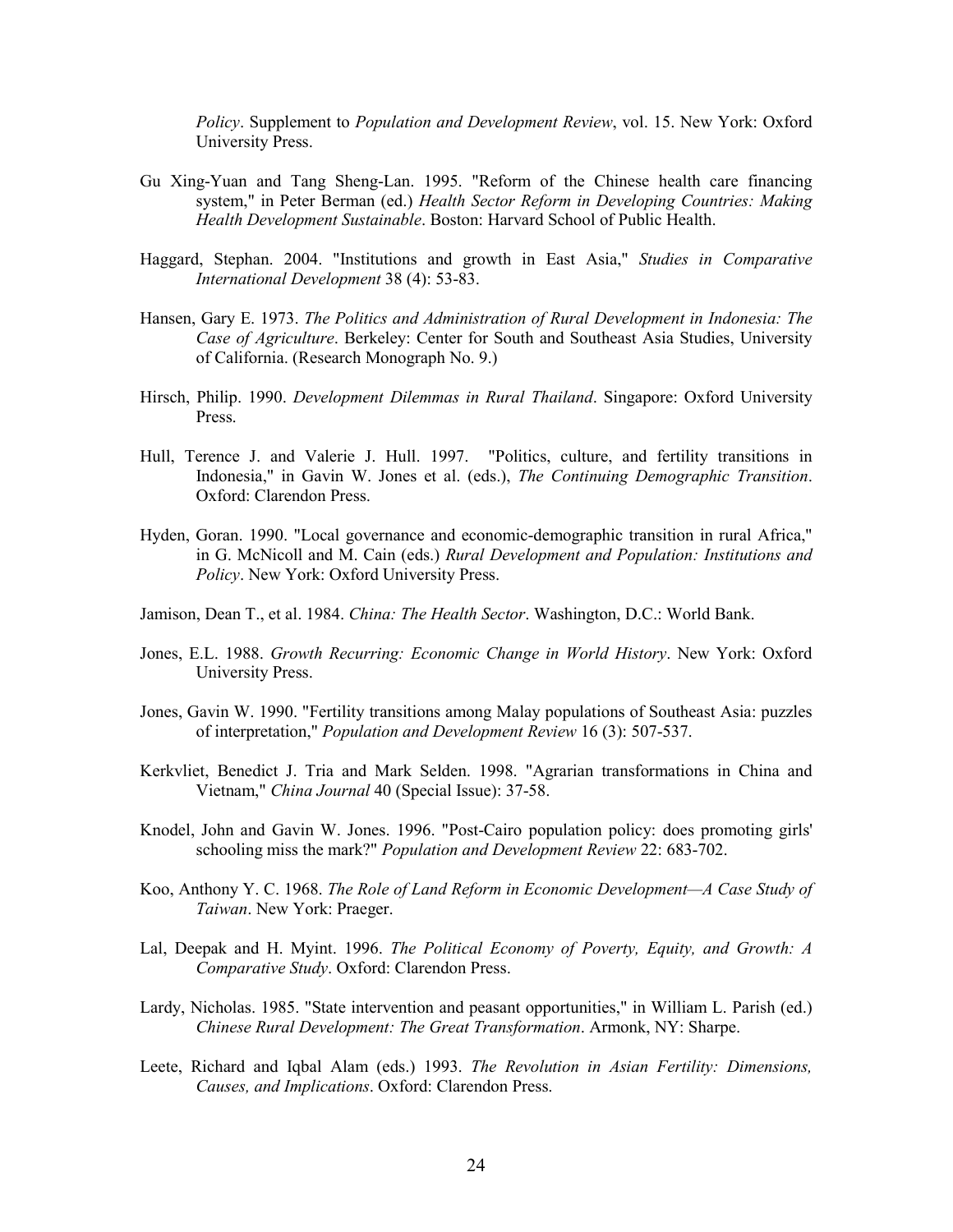*Policy*. Supplement to *Population and Development Review*, vol. 15. New York: Oxford University Press.

Gu Xing-Yuan and Tang Sheng-Lan. 1995. "Reform of the Chinese health care financing system," in Peter Berman (ed.) *Health Sector Reform in Developing Countries: Making Health Development Sustainable*. Boston: Harvard School of Public Health.

Haggard, Stephan. 2004. "Institutions and growth in East Asia," *Studies in Comparative International Development* 38 (4): 53-83.

Hansen, Gary E. 1973. *The Politics and Administration of Rural Development in Indonesia: The Case of Agriculture*. Berkeley: Center for South and Southeast Asia Studies, University of California. (Research Monograph No. 9.)

Hirsch, Philip. 1990. *Development Dilemmas in Rural Thailand*. Singapore: Oxford University Press.

Hull, Terence J. and Valerie J. Hull. 1997. "Politics, culture, and fertility transitions in Indonesia," in Gavin W. Jones et al. (eds.), *The Continuing Demographic Transition*. Oxford: Clarendon Press.

Hyden, Goran. 1990. "Local governance and economic-demographic transition in rural Africa," in G. McNicoll and M. Cain (eds.) *Rural Development and Population: Institutions and Policy*. New York: Oxford University Press.

Jamison, Dean T., et al. 1984. *China: The Health Sector*. Washington, D.C.: World Bank.

Jones, E.L. 1988. *Growth Recurring: Economic Change in World History*. New York: Oxford University Press.

Jones, Gavin W. 1990. "Fertility transitions among Malay populations of Southeast Asia: puzzles of interpretation," *Population and Development Review* 16 (3): 507-537.

Kerkvliet, Benedict J. Tria and Mark Selden. 1998. "Agrarian transformations in China and Vietnam," *China Journal* 40 (Special Issue): 37-58.

Knodel, John and Gavin W. Jones. 1996. "Post-Cairo population policy: does promoting girls' schooling miss the mark?" *Population and Development Review* 22: 683-702.

Koo, Anthony Y. C. 1968. *The Role of Land Reform in Economic Development—A Case Study of Taiwan*. New York: Praeger.

Lal, Deepak and H. Myint. 1996. *The Political Economy of Poverty, Equity, and Growth: A Comparative Study*. Oxford: Clarendon Press.

Lardy, Nicholas. 1985. "State intervention and peasant opportunities," in William L. Parish (ed.) *Chinese Rural Development: The Great Transformation*. Armonk, NY: Sharpe.

Leete, Richard and Iqbal Alam (eds.) 1993. *The Revolution in Asian Fertility: Dimensions, Causes, and Implications*. Oxford: Clarendon Press.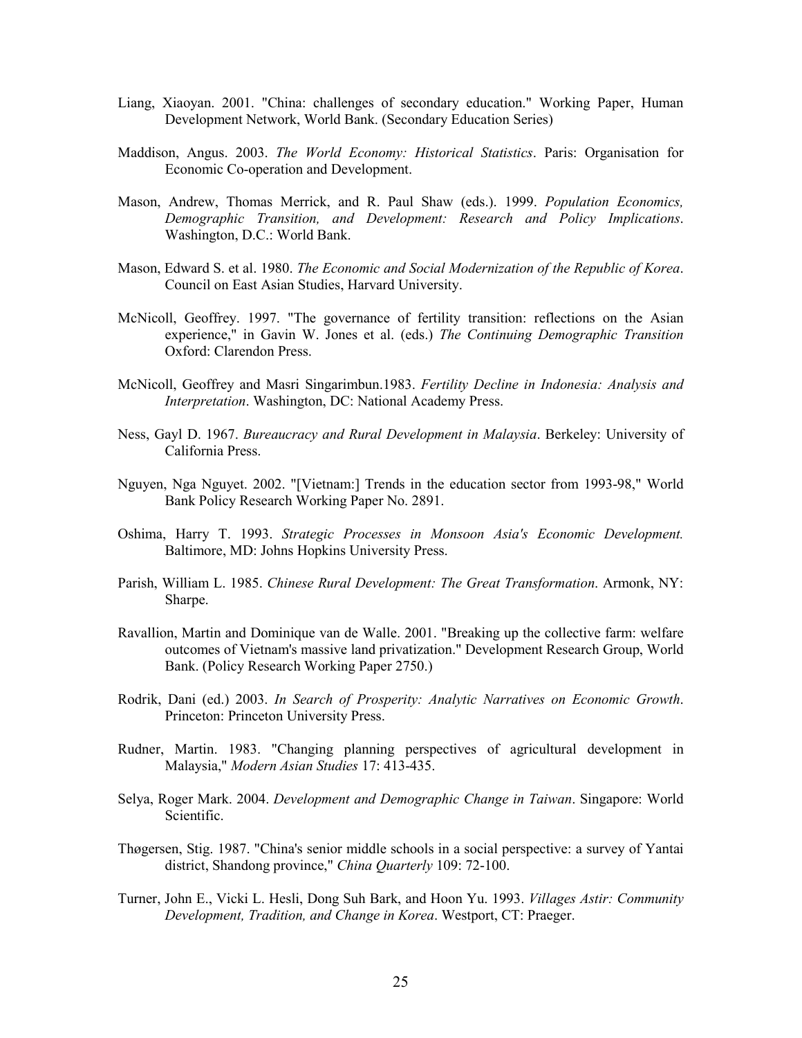Liang, Xiaoyan. 2001. "China: challenges of secondary education." Working Paper, Human Development Network, World Bank. (Secondary Education Series)

Maddison, Angus. 2003. *The World Economy: Historical Statistics*. Paris: Organisation for Economic Co-operation and Development.

Mason, Andrew, Thomas Merrick, and R. Paul Shaw (eds.). 1999. *Population Economics, Demographic Transition, and Development: Research and Policy Implications*. Washington, D.C.: World Bank.

Mason, Edward S. et al. 1980. *The Economic and Social Modernization of the Republic of Korea*. Council on East Asian Studies, Harvard University.

McNicoll, Geoffrey. 1997. "The governance of fertility transition: reflections on the Asian experience," in Gavin W. Jones et al. (eds.) *The Continuing Demographic Transition* Oxford: Clarendon Press.

McNicoll, Geoffrey and Masri Singarimbun.1983. *Fertility Decline in Indonesia: Analysis and Interpretation*. Washington, DC: National Academy Press.

Ness, Gayl D. 1967. *Bureaucracy and Rural Development in Malaysia*. Berkeley: University of California Press.

Nguyen, Nga Nguyet. 2002. "[Vietnam:] Trends in the education sector from 1993-98," World Bank Policy Research Working Paper No. 2891.

Oshima, Harry T. 1993. *Strategic Processes in Monsoon Asia's Economic Development.* Baltimore, MD: Johns Hopkins University Press.

Parish, William L. 1985. *Chinese Rural Development: The Great Transformation*. Armonk, NY: Sharpe.

Ravallion, Martin and Dominique van de Walle. 2001. "Breaking up the collective farm: welfare outcomes of Vietnam's massive land privatization." Development Research Group, World Bank. (Policy Research Working Paper 2750.)

Rodrik, Dani (ed.) 2003. *In Search of Prosperity: Analytic Narratives on Economic Growth*. Princeton: Princeton University Press.

Rudner, Martin. 1983. "Changing planning perspectives of agricultural development in Malaysia," *Modern Asian Studies* 17: 413-435.

Selya, Roger Mark. 2004. *Development and Demographic Change in Taiwan*. Singapore: World Scientific.

Thøgersen, Stig. 1987. "China's senior middle schools in a social perspective: a survey of Yantai district, Shandong province," *China Quarterly* 109: 72-100.

Turner, John E., Vicki L. Hesli, Dong Suh Bark, and Hoon Yu. 1993. *Villages Astir: Community Development, Tradition, and Change in Korea*. Westport, CT: Praeger.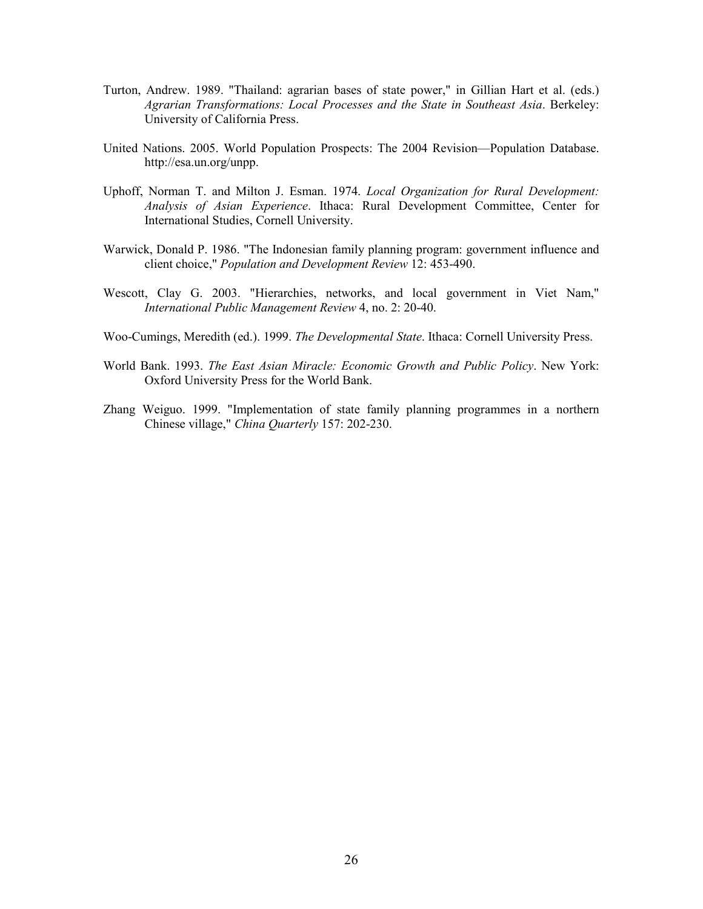Turton, Andrew. 1989. "Thailand: agrarian bases of state power," in Gillian Hart et al. (eds.) *Agrarian Transformations: Local Processes and the State in Southeast Asia*. Berkeley: University of California Press.

United Nations. 2005. World Population Prospects: The 2004 Revision—Population Database. http://esa.un.org/unpp.

Uphoff, Norman T. and Milton J. Esman. 1974. *Local Organization for Rural Development: Analysis of Asian Experience*. Ithaca: Rural Development Committee, Center for International Studies, Cornell University.

Warwick, Donald P. 1986. "The Indonesian family planning program: government influence and client choice," *Population and Development Review* 12: 453-490.

Wescott, Clay G. 2003. "Hierarchies, networks, and local government in Viet Nam," *International Public Management Review* 4, no. 2: 20-40.

Woo-Cumings, Meredith (ed.). 1999. *The Developmental State*. Ithaca: Cornell University Press.

World Bank. 1993. *The East Asian Miracle: Economic Growth and Public Policy*. New York: Oxford University Press for the World Bank.

Zhang Weiguo. 1999. "Implementation of state family planning programmes in a northern Chinese village," *China Quarterly* 157: 202-230.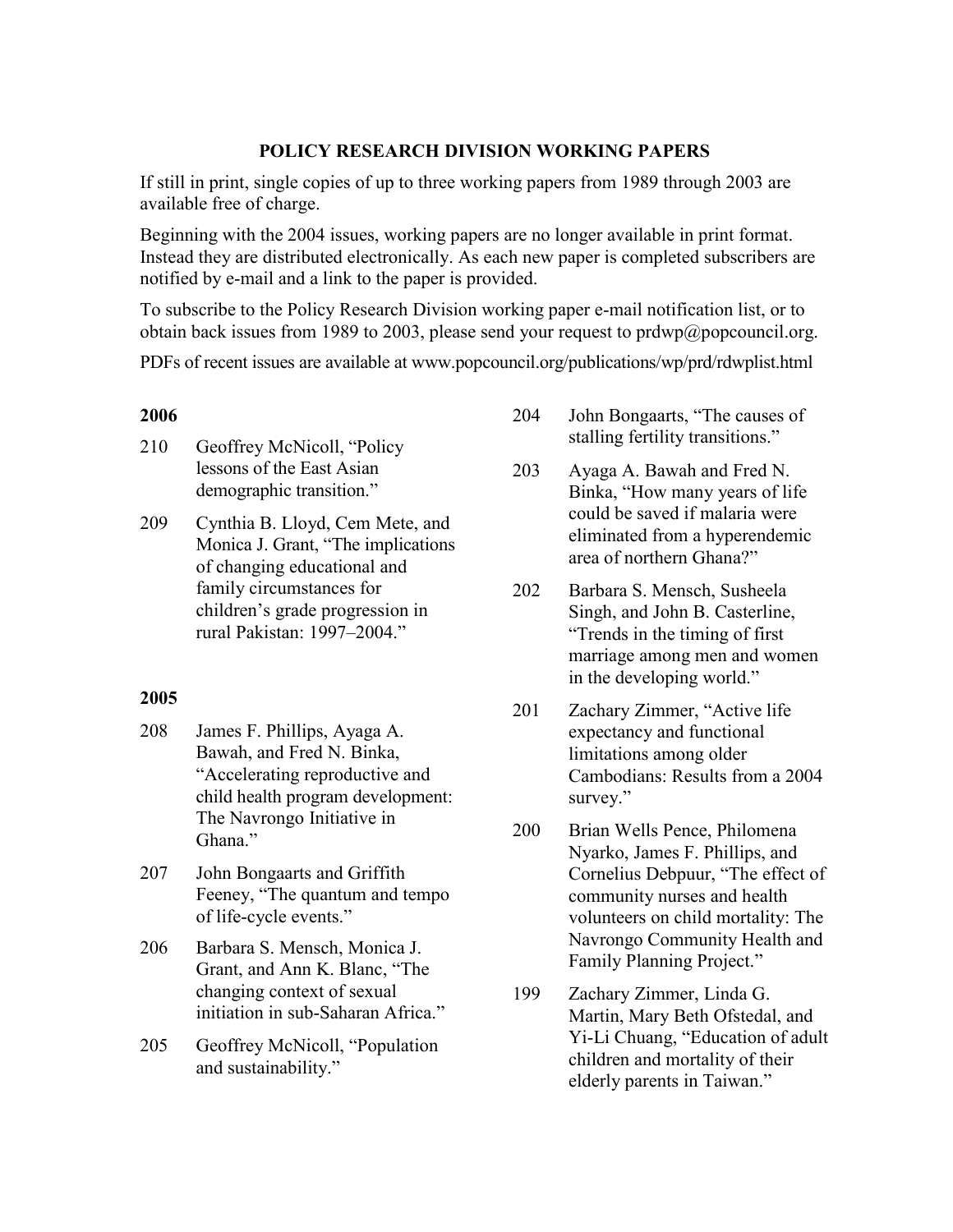## POLICY RESEARCH DIVISION WORKING PAPERS

If still in print, single copies of up to three working papers from 1989 through 2003 are available free of charge.

Beginning with the 2004 issues, working papers are no longer available in print format. Instead they are distributed electronically. As each new paper is completed subscribers are notified by e-mail and a link to the paper is provided.

To subscribe to the Policy Research Division working paper e-mail notification list, or to obtain back issues from 1989 to 2003, please send your request to prdwp@popcouncil.org.

PDFs of recent issues are available at www.popcouncil.org/publications/wp/prd/rdwplist.html

### 2006

210 Geoffrey McNicoll, "Policy lessons of the East Asian demographic transition."

209 Cynthia B. Lloyd, Cem Mete, and Monica J. Grant, "The implications of changing educational and family circumstances for children's grade progression in rural Pakistan: 1997–2004."

### 2005

208 James F. Phillips, Ayaga A. Bawah, and Fred N. Binka, "Accelerating reproductive and child health program development: The Navrongo Initiative in Ghana."

207 John Bongaarts and Griffith Feeney, "The quantum and tempo of life-cycle events."

206 Barbara S. Mensch, Monica J. Grant, and Ann K. Blanc, "The changing context of sexual initiation in sub-Saharan Africa."

205 Geoffrey McNicoll, "Population and sustainability."

204 John Bongaarts, "The causes of stalling fertility transitions."

203 Ayaga A. Bawah and Fred N. Binka, "How many years of life could be saved if malaria were eliminated from a hyperendemic area of northern Ghana?"

202 Barbara S. Mensch, Susheela Singh, and John B. Casterline, "Trends in the timing of first marriage among men and women in the developing world."

201 Zachary Zimmer, "Active life expectancy and functional limitations among older Cambodians: Results from a 2004 survey."

200 Brian Wells Pence, Philomena Nyarko, James F. Phillips, and Cornelius Debpuur, "The effect of community nurses and health volunteers on child mortality: The Navrongo Community Health and Family Planning Project."

199 Zachary Zimmer, Linda G. Martin, Mary Beth Ofstedal, and Yi-Li Chuang, "Education of adult children and mortality of their elderly parents in Taiwan."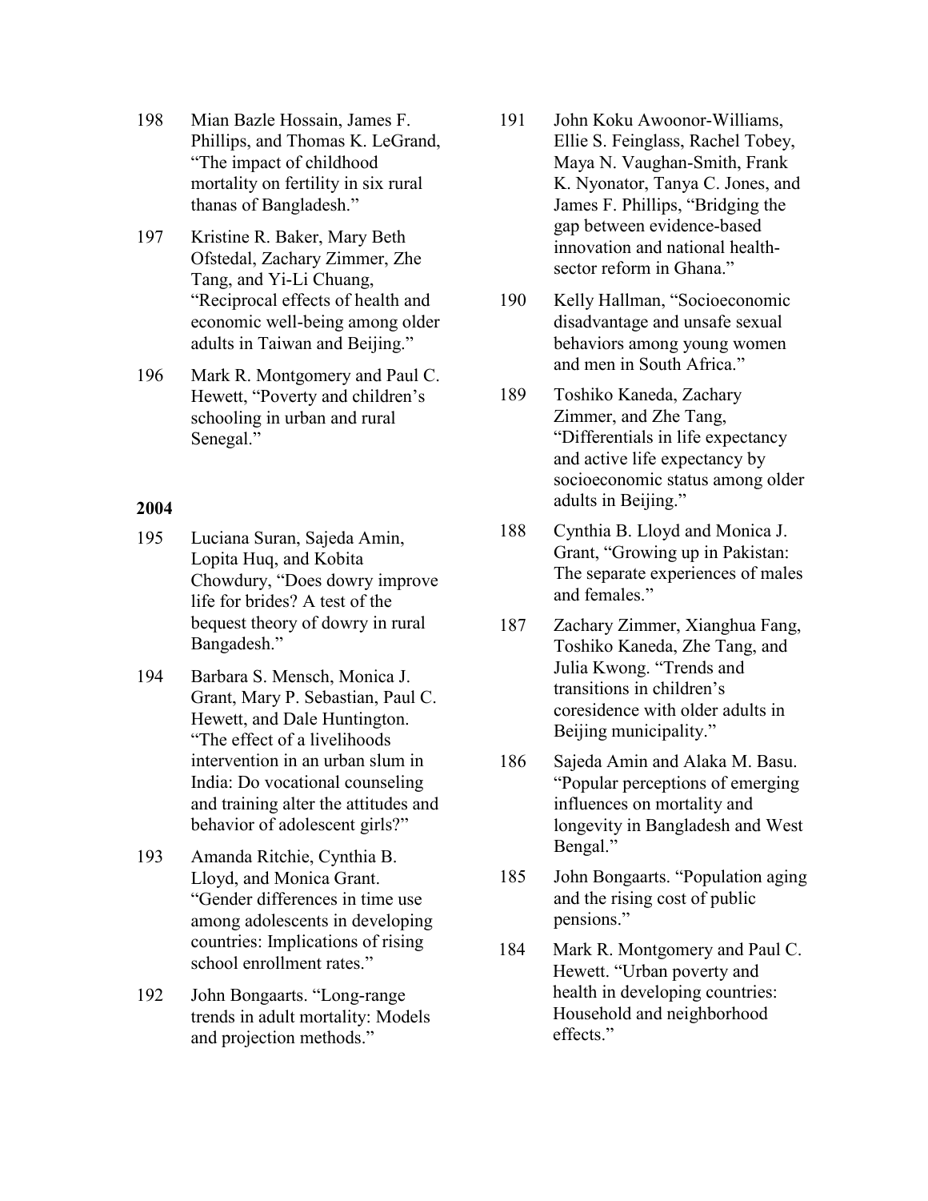198 Mian Bazle Hossain, James F. Phillips, and Thomas K. LeGrand, "The impact of childhood mortality on fertility in six rural thanas of Bangladesh."

197 Kristine R. Baker, Mary Beth Ofstedal, Zachary Zimmer, Zhe Tang, and Yi-Li Chuang, "Reciprocal effects of health and economic well-being among older adults in Taiwan and Beijing."

196 Mark R. Montgomery and Paul C. Hewett, "Poverty and children's schooling in urban and rural Senegal."

**2004**

195 Luciana Suran, Sajeda Amin, Lopita Huq, and Kobita Chowdury, "Does dowry improve life for brides? A test of the bequest theory of dowry in rural Bangadesh."

194 Barbara S. Mensch, Monica J. Grant, Mary P. Sebastian, Paul C. Hewett, and Dale Huntington. "The effect of a livelihoods intervention in an urban slum in India: Do vocational counseling and training alter the attitudes and behavior of adolescent girls?"

193 Amanda Ritchie, Cynthia B. Lloyd, and Monica Grant. "Gender differences in time use among adolescents in developing countries: Implications of rising school enrollment rates."

192 John Bongaarts. "Long-range trends in adult mortality: Models and projection methods."

191 John Koku Awoonor-Williams, Ellie S. Feinglass, Rachel Tobey, Maya N. Vaughan-Smith, Frank K. Nyonator, Tanya C. Jones, and James F. Phillips, "Bridging the gap between evidence-based innovation and national health-sector reform in Ghana."

190 Kelly Hallman, "Socioeconomic disadvantage and unsafe sexual behaviors among young women and men in South Africa."

189 Toshiko Kaneda, Zachary Zimmer, and Zhe Tang, "Differentials in life expectancy and active life expectancy by socioeconomic status among older adults in Beijing."

188 Cynthia B. Lloyd and Monica J. Grant, "Growing up in Pakistan: The separate experiences of males and females."

187 Zachary Zimmer, Xianghua Fang, Toshiko Kaneda, Zhe Tang, and Julia Kwong. "Trends and transitions in children's coresidence with older adults in Beijing municipality."

186 Sajeda Amin and Alaka M. Basu. "Popular perceptions of emerging influences on mortality and longevity in Bangladesh and West Bengal."

185 John Bongaarts. "Population aging and the rising cost of public pensions."

184 Mark R. Montgomery and Paul C. Hewett. "Urban poverty and health in developing countries: Household and neighborhood effects."